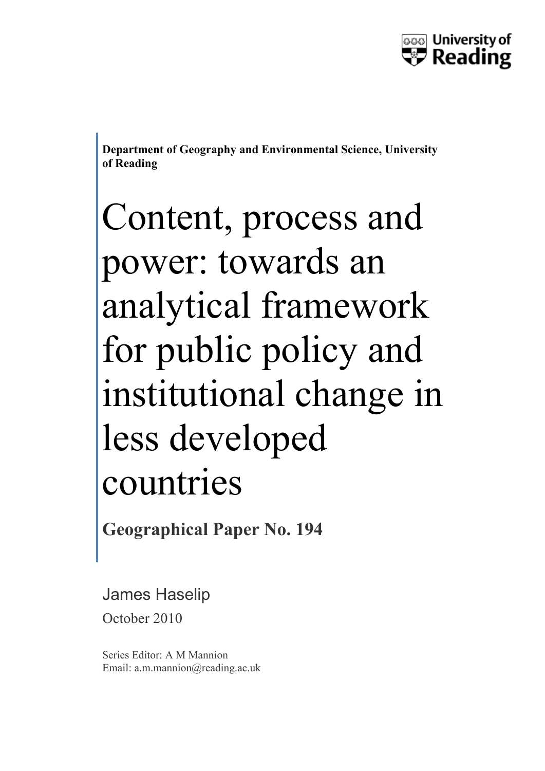University of Reading

**Department of Geography and Environmental Science, University of Reading**

# Content, process and power: towards an analytical framework for public policy and institutional change in less developed countries

**Geographical Paper No. 194**

James Haselip

October 2010

Series Editor: A M Mannion
Email: a.m.mannion@reading.ac.uk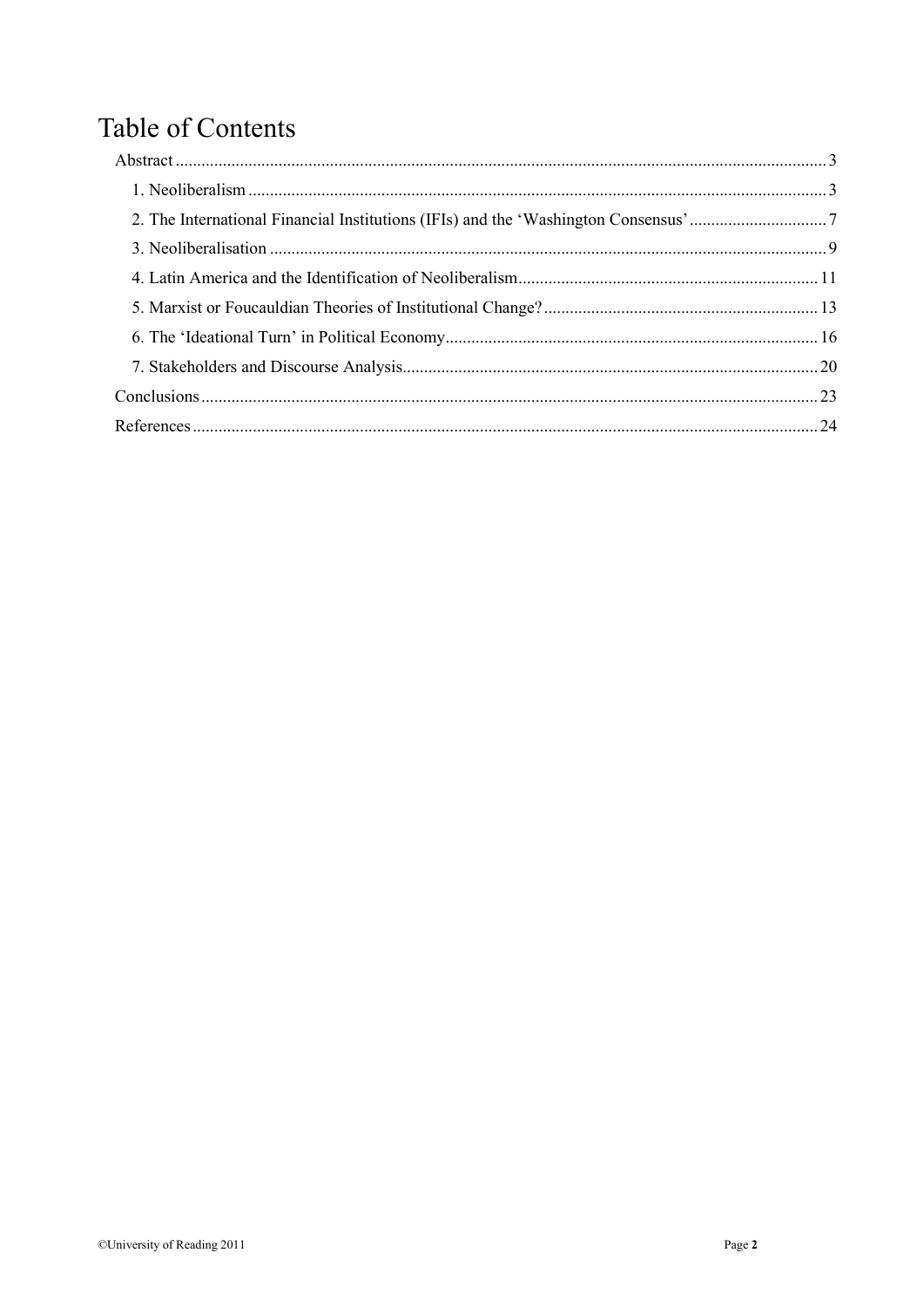# Table of Contents

Abstract ........................................................................................................................................ 3

1. Neoliberalism ........................................................................................................................ 3
2. The International Financial Institutions (IFIs) and the 'Washington Consensus' ................................ 7
3. Neoliberalisation ................................................................................................................... 9
4. Latin America and the Identification of Neoliberalism ..................................................................... 11
5. Marxist or Foucauldian Theories of Institutional Change? ................................................................ 13
6. The 'Ideational Turn' in Political Economy ....................................................................................... 16
7. Stakeholders and Discourse Analysis ................................................................................................ 20

Conclusions ................................................................................................................................ 23

References .................................................................................................................................. 24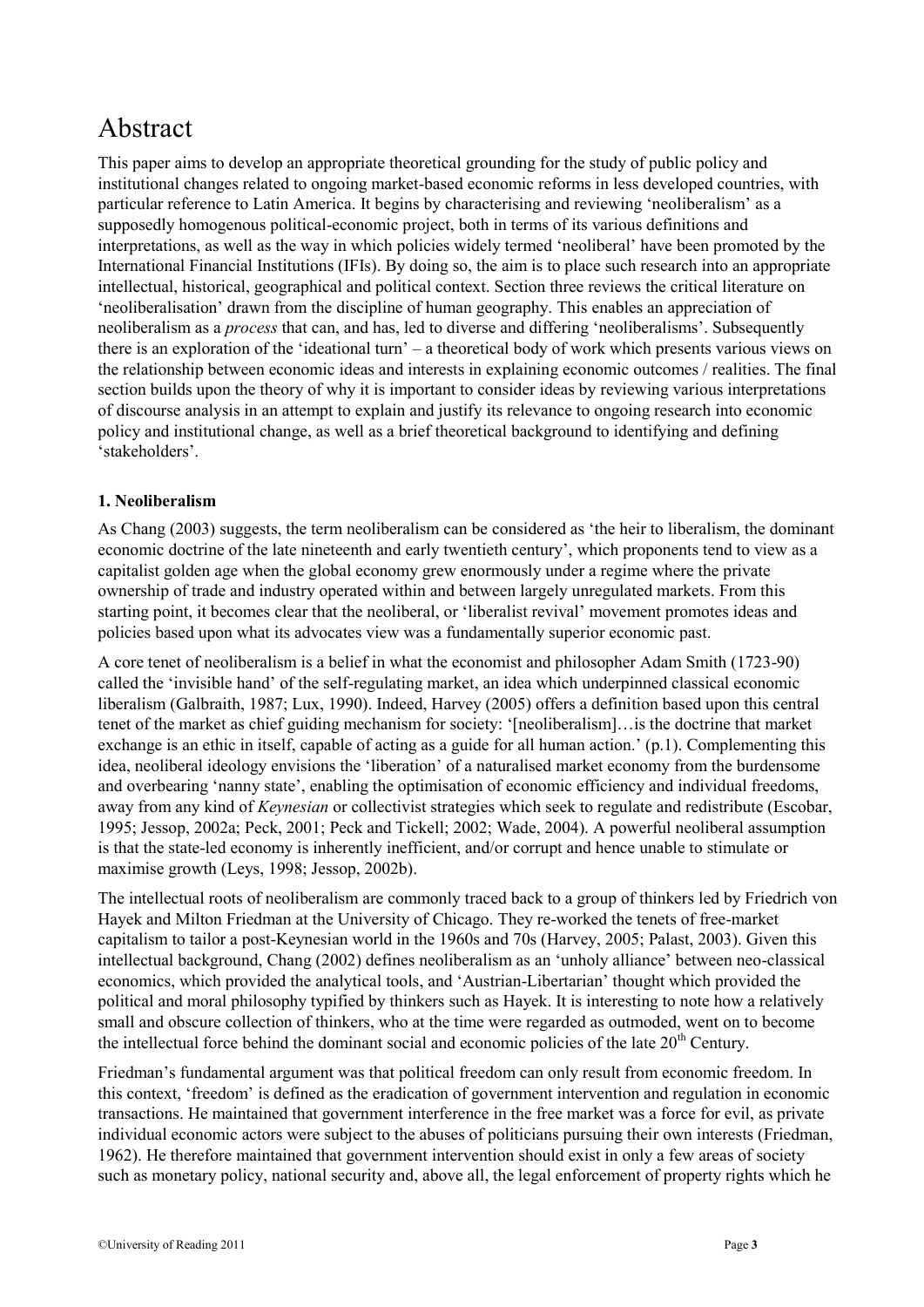# Abstract

This paper aims to develop an appropriate theoretical grounding for the study of public policy and institutional changes related to ongoing market-based economic reforms in less developed countries, with particular reference to Latin America. It begins by characterising and reviewing 'neoliberalism' as a supposedly homogenous political-economic project, both in terms of its various definitions and interpretations, as well as the way in which policies widely termed 'neoliberal' have been promoted by the International Financial Institutions (IFIs). By doing so, the aim is to place such research into an appropriate intellectual, historical, geographical and political context. Section three reviews the critical literature on 'neoliberalisation' drawn from the discipline of human geography. This enables an appreciation of neoliberalism as a *process* that can, and has, led to diverse and differing 'neoliberalisms'. Subsequently there is an exploration of the 'ideational turn' – a theoretical body of work which presents various views on the relationship between economic ideas and interests in explaining economic outcomes / realities. The final section builds upon the theory of why it is important to consider ideas by reviewing various interpretations of discourse analysis in an attempt to explain and justify its relevance to ongoing research into economic policy and institutional change, as well as a brief theoretical background to identifying and defining 'stakeholders'.

**1. Neoliberalism**

As Chang (2003) suggests, the term neoliberalism can be considered as 'the heir to liberalism, the dominant economic doctrine of the late nineteenth and early twentieth century', which proponents tend to view as a capitalist golden age when the global economy grew enormously under a regime where the private ownership of trade and industry operated within and between largely unregulated markets. From this starting point, it becomes clear that the neoliberal, or 'liberalist revival' movement promotes ideas and policies based upon what its advocates view was a fundamentally superior economic past.

A core tenet of neoliberalism is a belief in what the economist and philosopher Adam Smith (1723-90) called the 'invisible hand' of the self-regulating market, an idea which underpinned classical economic liberalism (Galbraith, 1987; Lux, 1990). Indeed, Harvey (2005) offers a definition based upon this central tenet of the market as chief guiding mechanism for society: '[neoliberalism]…is the doctrine that market exchange is an ethic in itself, capable of acting as a guide for all human action.' (p.1). Complementing this idea, neoliberal ideology envisions the 'liberation' of a naturalised market economy from the burdensome and overbearing 'nanny state', enabling the optimisation of economic efficiency and individual freedoms, away from any kind of *Keynesian* or collectivist strategies which seek to regulate and redistribute (Escobar, 1995; Jessop, 2002a; Peck, 2001; Peck and Tickell; 2002; Wade, 2004). A powerful neoliberal assumption is that the state-led economy is inherently inefficient, and/or corrupt and hence unable to stimulate or maximise growth (Leys, 1998; Jessop, 2002b).

The intellectual roots of neoliberalism are commonly traced back to a group of thinkers led by Friedrich von Hayek and Milton Friedman at the University of Chicago. They re-worked the tenets of free-market capitalism to tailor a post-Keynesian world in the 1960s and 70s (Harvey, 2005; Palast, 2003). Given this intellectual background, Chang (2002) defines neoliberalism as an 'unholy alliance' between neo-classical economics, which provided the analytical tools, and 'Austrian-Libertarian' thought which provided the political and moral philosophy typified by thinkers such as Hayek. It is interesting to note how a relatively small and obscure collection of thinkers, who at the time were regarded as outmoded, went on to become the intellectual force behind the dominant social and economic policies of the late 20th Century.

Friedman's fundamental argument was that political freedom can only result from economic freedom. In this context, 'freedom' is defined as the eradication of government intervention and regulation in economic transactions. He maintained that government interference in the free market was a force for evil, as private individual economic actors were subject to the abuses of politicians pursuing their own interests (Friedman, 1962). He therefore maintained that government intervention should exist in only a few areas of society such as monetary policy, national security and, above all, the legal enforcement of property rights which he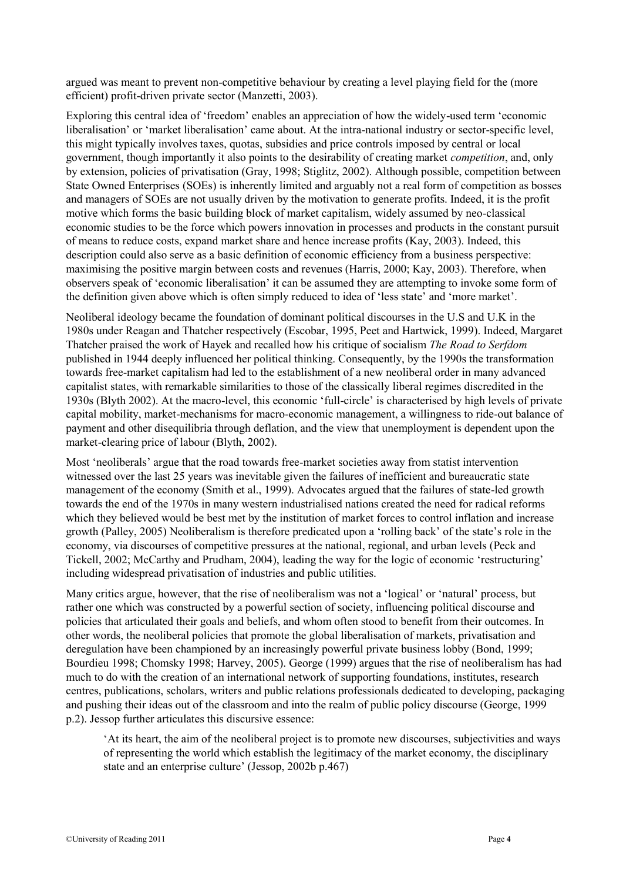argued was meant to prevent non-competitive behaviour by creating a level playing field for the (more efficient) profit-driven private sector (Manzetti, 2003).

Exploring this central idea of 'freedom' enables an appreciation of how the widely-used term 'economic liberalisation' or 'market liberalisation' came about. At the intra-national industry or sector-specific level, this might typically involves taxes, quotas, subsidies and price controls imposed by central or local government, though importantly it also points to the desirability of creating market *competition*, and, only by extension, policies of privatisation (Gray, 1998; Stiglitz, 2002). Although possible, competition between State Owned Enterprises (SOEs) is inherently limited and arguably not a real form of competition as bosses and managers of SOEs are not usually driven by the motivation to generate profits. Indeed, it is the profit motive which forms the basic building block of market capitalism, widely assumed by neo-classical economic studies to be the force which powers innovation in processes and products in the constant pursuit of means to reduce costs, expand market share and hence increase profits (Kay, 2003). Indeed, this description could also serve as a basic definition of economic efficiency from a business perspective: maximising the positive margin between costs and revenues (Harris, 2000; Kay, 2003). Therefore, when observers speak of 'economic liberalisation' it can be assumed they are attempting to invoke some form of the definition given above which is often simply reduced to idea of 'less state' and 'more market'.

Neoliberal ideology became the foundation of dominant political discourses in the U.S and U.K in the 1980s under Reagan and Thatcher respectively (Escobar, 1995, Peet and Hartwick, 1999). Indeed, Margaret Thatcher praised the work of Hayek and recalled how his critique of socialism *The Road to Serfdom* published in 1944 deeply influenced her political thinking. Consequently, by the 1990s the transformation towards free-market capitalism had led to the establishment of a new neoliberal order in many advanced capitalist states, with remarkable similarities to those of the classically liberal regimes discredited in the 1930s (Blyth 2002). At the macro-level, this economic 'full-circle' is characterised by high levels of private capital mobility, market-mechanisms for macro-economic management, a willingness to ride-out balance of payment and other disequilibria through deflation, and the view that unemployment is dependent upon the market-clearing price of labour (Blyth, 2002).

Most 'neoliberals' argue that the road towards free-market societies away from statist intervention witnessed over the last 25 years was inevitable given the failures of inefficient and bureaucratic state management of the economy (Smith et al., 1999). Advocates argued that the failures of state-led growth towards the end of the 1970s in many western industrialised nations created the need for radical reforms which they believed would be best met by the institution of market forces to control inflation and increase growth (Palley, 2005) Neoliberalism is therefore predicated upon a 'rolling back' of the state's role in the economy, via discourses of competitive pressures at the national, regional, and urban levels (Peck and Tickell, 2002; McCarthy and Prudham, 2004), leading the way for the logic of economic 'restructuring' including widespread privatisation of industries and public utilities.

Many critics argue, however, that the rise of neoliberalism was not a 'logical' or 'natural' process, but rather one which was constructed by a powerful section of society, influencing political discourse and policies that articulated their goals and beliefs, and whom often stood to benefit from their outcomes. In other words, the neoliberal policies that promote the global liberalisation of markets, privatisation and deregulation have been championed by an increasingly powerful private business lobby (Bond, 1999; Bourdieu 1998; Chomsky 1998; Harvey, 2005). George (1999) argues that the rise of neoliberalism has had much to do with the creation of an international network of supporting foundations, institutes, research centres, publications, scholars, writers and public relations professionals dedicated to developing, packaging and pushing their ideas out of the classroom and into the realm of public policy discourse (George, 1999 p.2). Jessop further articulates this discursive essence:

> 'At its heart, the aim of the neoliberal project is to promote new discourses, subjectivities and ways of representing the world which establish the legitimacy of the market economy, the disciplinary state and an enterprise culture' (Jessop, 2002b p.467)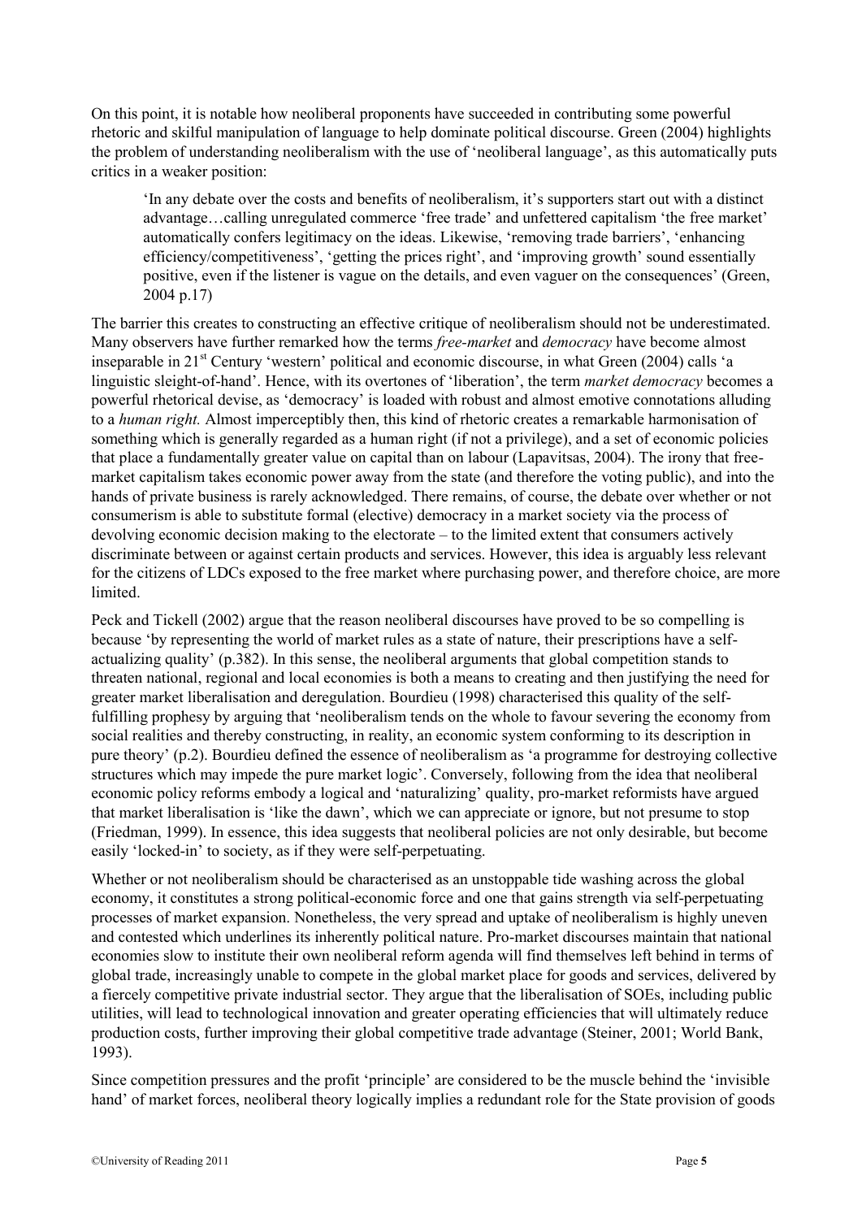On this point, it is notable how neoliberal proponents have succeeded in contributing some powerful rhetoric and skilful manipulation of language to help dominate political discourse. Green (2004) highlights the problem of understanding neoliberalism with the use of 'neoliberal language', as this automatically puts critics in a weaker position:

> 'In any debate over the costs and benefits of neoliberalism, it's supporters start out with a distinct advantage…calling unregulated commerce 'free trade' and unfettered capitalism 'the free market' automatically confers legitimacy on the ideas. Likewise, 'removing trade barriers', 'enhancing efficiency/competitiveness', 'getting the prices right', and 'improving growth' sound essentially positive, even if the listener is vague on the details, and even vaguer on the consequences' (Green, 2004 p.17)

The barrier this creates to constructing an effective critique of neoliberalism should not be underestimated. Many observers have further remarked how the terms *free-market* and *democracy* have become almost inseparable in 21st Century 'western' political and economic discourse, in what Green (2004) calls 'a linguistic sleight-of-hand'. Hence, with its overtones of 'liberation', the term *market democracy* becomes a powerful rhetorical devise, as 'democracy' is loaded with robust and almost emotive connotations alluding to a *human right.* Almost imperceptibly then, this kind of rhetoric creates a remarkable harmonisation of something which is generally regarded as a human right (if not a privilege), and a set of economic policies that place a fundamentally greater value on capital than on labour (Lapavitsas, 2004). The irony that free-market capitalism takes economic power away from the state (and therefore the voting public), and into the hands of private business is rarely acknowledged. There remains, of course, the debate over whether or not consumerism is able to substitute formal (elective) democracy in a market society via the process of devolving economic decision making to the electorate – to the limited extent that consumers actively discriminate between or against certain products and services. However, this idea is arguably less relevant for the citizens of LDCs exposed to the free market where purchasing power, and therefore choice, are more limited.

Peck and Tickell (2002) argue that the reason neoliberal discourses have proved to be so compelling is because 'by representing the world of market rules as a state of nature, their prescriptions have a self-actualizing quality' (p.382). In this sense, the neoliberal arguments that global competition stands to threaten national, regional and local economies is both a means to creating and then justifying the need for greater market liberalisation and deregulation. Bourdieu (1998) characterised this quality of the self-fulfilling prophesy by arguing that 'neoliberalism tends on the whole to favour severing the economy from social realities and thereby constructing, in reality, an economic system conforming to its description in pure theory' (p.2). Bourdieu defined the essence of neoliberalism as 'a programme for destroying collective structures which may impede the pure market logic'. Conversely, following from the idea that neoliberal economic policy reforms embody a logical and 'naturalizing' quality, pro-market reformists have argued that market liberalisation is 'like the dawn', which we can appreciate or ignore, but not presume to stop (Friedman, 1999). In essence, this idea suggests that neoliberal policies are not only desirable, but become easily 'locked-in' to society, as if they were self-perpetuating.

Whether or not neoliberalism should be characterised as an unstoppable tide washing across the global economy, it constitutes a strong political-economic force and one that gains strength via self-perpetuating processes of market expansion. Nonetheless, the very spread and uptake of neoliberalism is highly uneven and contested which underlines its inherently political nature. Pro-market discourses maintain that national economies slow to institute their own neoliberal reform agenda will find themselves left behind in terms of global trade, increasingly unable to compete in the global market place for goods and services, delivered by a fiercely competitive private industrial sector. They argue that the liberalisation of SOEs, including public utilities, will lead to technological innovation and greater operating efficiencies that will ultimately reduce production costs, further improving their global competitive trade advantage (Steiner, 2001; World Bank, 1993).

Since competition pressures and the profit 'principle' are considered to be the muscle behind the 'invisible hand' of market forces, neoliberal theory logically implies a redundant role for the State provision of goods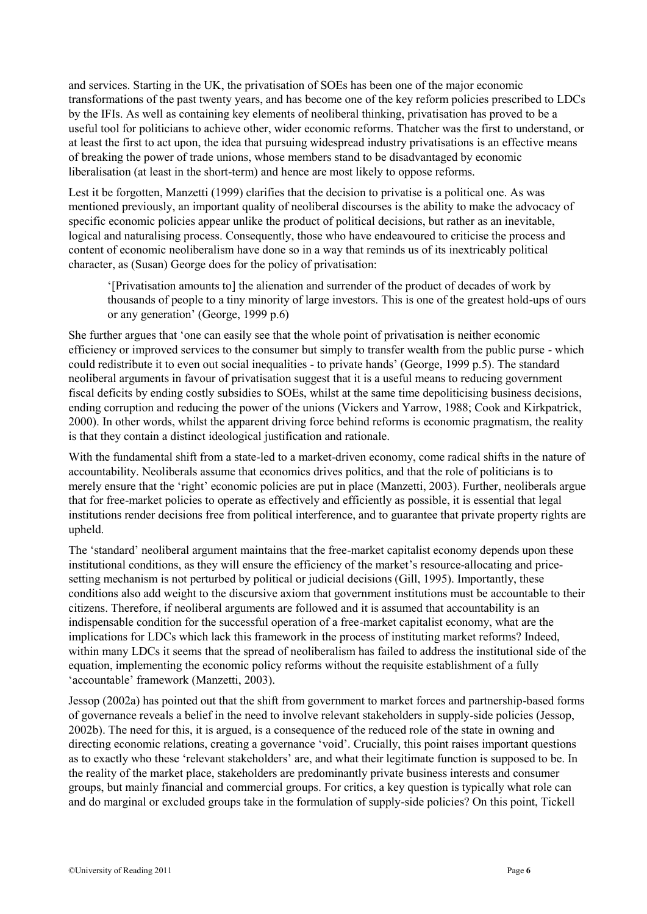and services. Starting in the UK, the privatisation of SOEs has been one of the major economic transformations of the past twenty years, and has become one of the key reform policies prescribed to LDCs by the IFIs. As well as containing key elements of neoliberal thinking, privatisation has proved to be a useful tool for politicians to achieve other, wider economic reforms. Thatcher was the first to understand, or at least the first to act upon, the idea that pursuing widespread industry privatisations is an effective means of breaking the power of trade unions, whose members stand to be disadvantaged by economic liberalisation (at least in the short-term) and hence are most likely to oppose reforms.

Lest it be forgotten, Manzetti (1999) clarifies that the decision to privatise is a political one. As was mentioned previously, an important quality of neoliberal discourses is the ability to make the advocacy of specific economic policies appear unlike the product of political decisions, but rather as an inevitable, logical and naturalising process. Consequently, those who have endeavoured to criticise the process and content of economic neoliberalism have done so in a way that reminds us of its inextricably political character, as (Susan) George does for the policy of privatisation:

> '[Privatisation amounts to] the alienation and surrender of the product of decades of work by thousands of people to a tiny minority of large investors. This is one of the greatest hold-ups of ours or any generation' (George, 1999 p.6)

She further argues that 'one can easily see that the whole point of privatisation is neither economic efficiency or improved services to the consumer but simply to transfer wealth from the public purse - which could redistribute it to even out social inequalities - to private hands' (George, 1999 p.5). The standard neoliberal arguments in favour of privatisation suggest that it is a useful means to reducing government fiscal deficits by ending costly subsidies to SOEs, whilst at the same time depoliticising business decisions, ending corruption and reducing the power of the unions (Vickers and Yarrow, 1988; Cook and Kirkpatrick, 2000). In other words, whilst the apparent driving force behind reforms is economic pragmatism, the reality is that they contain a distinct ideological justification and rationale.

With the fundamental shift from a state-led to a market-driven economy, come radical shifts in the nature of accountability. Neoliberals assume that economics drives politics, and that the role of politicians is to merely ensure that the 'right' economic policies are put in place (Manzetti, 2003). Further, neoliberals argue that for free-market policies to operate as effectively and efficiently as possible, it is essential that legal institutions render decisions free from political interference, and to guarantee that private property rights are upheld.

The 'standard' neoliberal argument maintains that the free-market capitalist economy depends upon these institutional conditions, as they will ensure the efficiency of the market's resource-allocating and price-setting mechanism is not perturbed by political or judicial decisions (Gill, 1995). Importantly, these conditions also add weight to the discursive axiom that government institutions must be accountable to their citizens. Therefore, if neoliberal arguments are followed and it is assumed that accountability is an indispensable condition for the successful operation of a free-market capitalist economy, what are the implications for LDCs which lack this framework in the process of instituting market reforms? Indeed, within many LDCs it seems that the spread of neoliberalism has failed to address the institutional side of the equation, implementing the economic policy reforms without the requisite establishment of a fully 'accountable' framework (Manzetti, 2003).

Jessop (2002a) has pointed out that the shift from government to market forces and partnership-based forms of governance reveals a belief in the need to involve relevant stakeholders in supply-side policies (Jessop, 2002b). The need for this, it is argued, is a consequence of the reduced role of the state in owning and directing economic relations, creating a governance 'void'. Crucially, this point raises important questions as to exactly who these 'relevant stakeholders' are, and what their legitimate function is supposed to be. In the reality of the market place, stakeholders are predominantly private business interests and consumer groups, but mainly financial and commercial groups. For critics, a key question is typically what role can and do marginal or excluded groups take in the formulation of supply-side policies? On this point, Tickell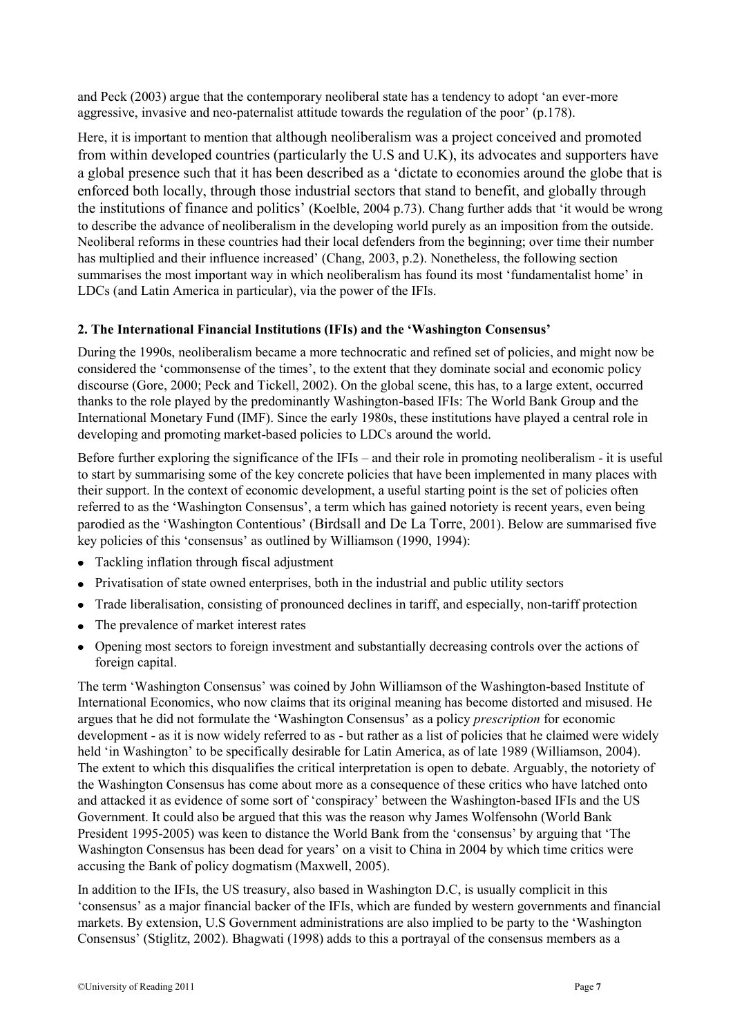and Peck (2003) argue that the contemporary neoliberal state has a tendency to adopt 'an ever-more aggressive, invasive and neo-paternalist attitude towards the regulation of the poor' (p.178).

Here, it is important to mention that although neoliberalism was a project conceived and promoted from within developed countries (particularly the U.S and U.K), its advocates and supporters have a global presence such that it has been described as a 'dictate to economies around the globe that is enforced both locally, through those industrial sectors that stand to benefit, and globally through the institutions of finance and politics' (Koelble, 2004 p.73). Chang further adds that 'it would be wrong to describe the advance of neoliberalism in the developing world purely as an imposition from the outside. Neoliberal reforms in these countries had their local defenders from the beginning; over time their number has multiplied and their influence increased' (Chang, 2003, p.2). Nonetheless, the following section summarises the most important way in which neoliberalism has found its most 'fundamentalist home' in LDCs (and Latin America in particular), via the power of the IFIs.

## 2. The International Financial Institutions (IFIs) and the 'Washington Consensus'

During the 1990s, neoliberalism became a more technocratic and refined set of policies, and might now be considered the 'commonsense of the times', to the extent that they dominate social and economic policy discourse (Gore, 2000; Peck and Tickell, 2002). On the global scene, this has, to a large extent, occurred thanks to the role played by the predominantly Washington-based IFIs: The World Bank Group and the International Monetary Fund (IMF). Since the early 1980s, these institutions have played a central role in developing and promoting market-based policies to LDCs around the world.

Before further exploring the significance of the IFIs – and their role in promoting neoliberalism - it is useful to start by summarising some of the key concrete policies that have been implemented in many places with their support. In the context of economic development, a useful starting point is the set of policies often referred to as the 'Washington Consensus', a term which has gained notoriety is recent years, even being parodied as the 'Washington Contentious' (Birdsall and De La Torre, 2001). Below are summarised five key policies of this 'consensus' as outlined by Williamson (1990, 1994):

- Tackling inflation through fiscal adjustment
- Privatisation of state owned enterprises, both in the industrial and public utility sectors
- Trade liberalisation, consisting of pronounced declines in tariff, and especially, non-tariff protection
- The prevalence of market interest rates
- Opening most sectors to foreign investment and substantially decreasing controls over the actions of foreign capital.

The term 'Washington Consensus' was coined by John Williamson of the Washington-based Institute of International Economics, who now claims that its original meaning has become distorted and misused. He argues that he did not formulate the 'Washington Consensus' as a policy *prescription* for economic development - as it is now widely referred to as - but rather as a list of policies that he claimed were widely held 'in Washington' to be specifically desirable for Latin America, as of late 1989 (Williamson, 2004). The extent to which this disqualifies the critical interpretation is open to debate. Arguably, the notoriety of the Washington Consensus has come about more as a consequence of these critics who have latched onto and attacked it as evidence of some sort of 'conspiracy' between the Washington-based IFIs and the US Government. It could also be argued that this was the reason why James Wolfensohn (World Bank President 1995-2005) was keen to distance the World Bank from the 'consensus' by arguing that 'The Washington Consensus has been dead for years' on a visit to China in 2004 by which time critics were accusing the Bank of policy dogmatism (Maxwell, 2005).

In addition to the IFIs, the US treasury, also based in Washington D.C, is usually complicit in this 'consensus' as a major financial backer of the IFIs, which are funded by western governments and financial markets. By extension, U.S Government administrations are also implied to be party to the 'Washington Consensus' (Stiglitz, 2002). Bhagwati (1998) adds to this a portrayal of the consensus members as a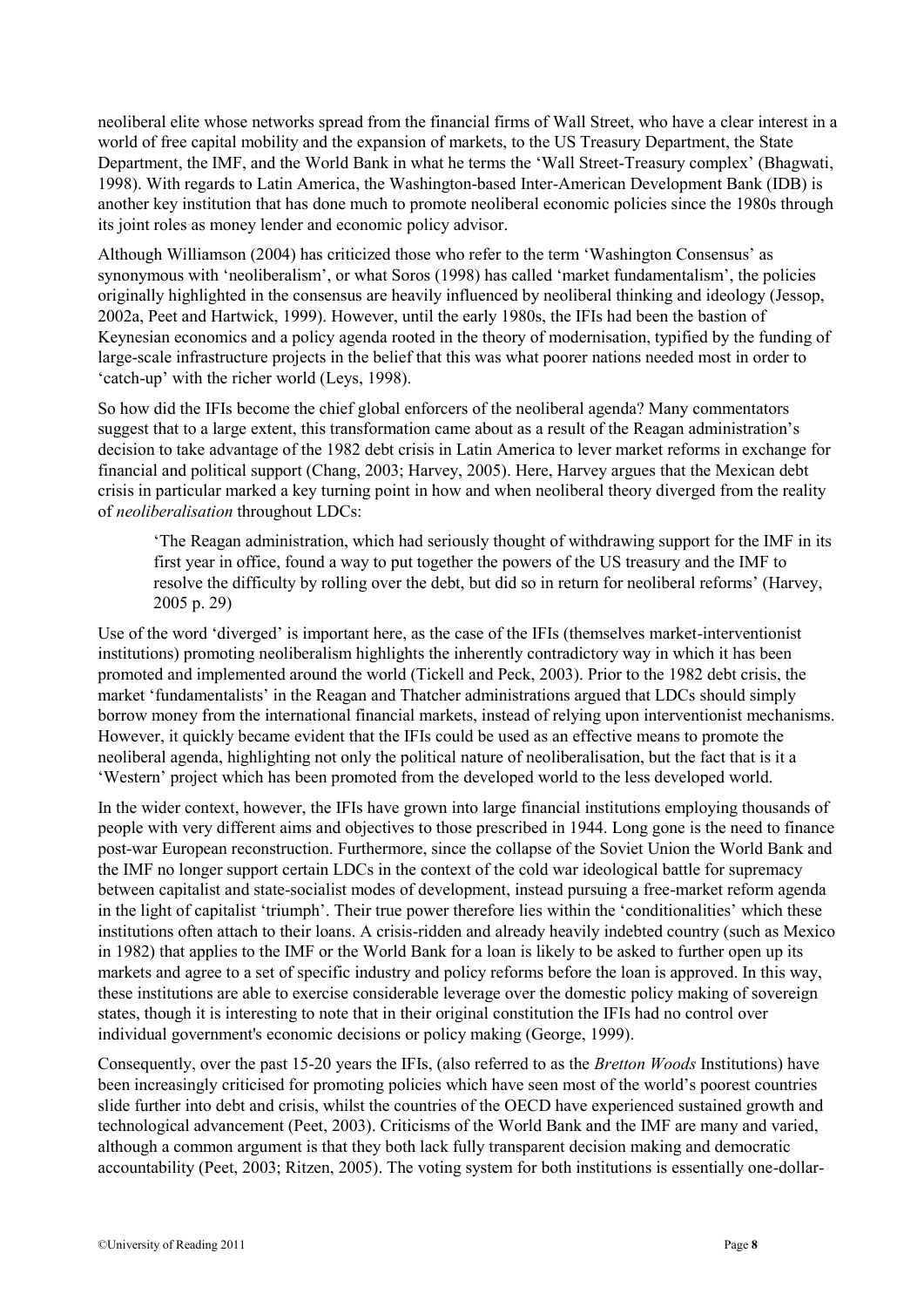neoliberal elite whose networks spread from the financial firms of Wall Street, who have a clear interest in a world of free capital mobility and the expansion of markets, to the US Treasury Department, the State Department, the IMF, and the World Bank in what he terms the 'Wall Street-Treasury complex' (Bhagwati, 1998). With regards to Latin America, the Washington-based Inter-American Development Bank (IDB) is another key institution that has done much to promote neoliberal economic policies since the 1980s through its joint roles as money lender and economic policy advisor.

Although Williamson (2004) has criticized those who refer to the term 'Washington Consensus' as synonymous with 'neoliberalism', or what Soros (1998) has called 'market fundamentalism', the policies originally highlighted in the consensus are heavily influenced by neoliberal thinking and ideology (Jessop, 2002a, Peet and Hartwick, 1999). However, until the early 1980s, the IFIs had been the bastion of Keynesian economics and a policy agenda rooted in the theory of modernisation, typified by the funding of large-scale infrastructure projects in the belief that this was what poorer nations needed most in order to 'catch-up' with the richer world (Leys, 1998).

So how did the IFIs become the chief global enforcers of the neoliberal agenda? Many commentators suggest that to a large extent, this transformation came about as a result of the Reagan administration's decision to take advantage of the 1982 debt crisis in Latin America to lever market reforms in exchange for financial and political support (Chang, 2003; Harvey, 2005). Here, Harvey argues that the Mexican debt crisis in particular marked a key turning point in how and when neoliberal theory diverged from the reality of *neoliberalisation* throughout LDCs:

> 'The Reagan administration, which had seriously thought of withdrawing support for the IMF in its first year in office, found a way to put together the powers of the US treasury and the IMF to resolve the difficulty by rolling over the debt, but did so in return for neoliberal reforms' (Harvey, 2005 p. 29)

Use of the word 'diverged' is important here, as the case of the IFIs (themselves market-interventionist institutions) promoting neoliberalism highlights the inherently contradictory way in which it has been promoted and implemented around the world (Tickell and Peck, 2003). Prior to the 1982 debt crisis, the market 'fundamentalists' in the Reagan and Thatcher administrations argued that LDCs should simply borrow money from the international financial markets, instead of relying upon interventionist mechanisms. However, it quickly became evident that the IFIs could be used as an effective means to promote the neoliberal agenda, highlighting not only the political nature of neoliberalisation, but the fact that is it a 'Western' project which has been promoted from the developed world to the less developed world.

In the wider context, however, the IFIs have grown into large financial institutions employing thousands of people with very different aims and objectives to those prescribed in 1944. Long gone is the need to finance post-war European reconstruction. Furthermore, since the collapse of the Soviet Union the World Bank and the IMF no longer support certain LDCs in the context of the cold war ideological battle for supremacy between capitalist and state-socialist modes of development, instead pursuing a free-market reform agenda in the light of capitalist 'triumph'. Their true power therefore lies within the 'conditionalities' which these institutions often attach to their loans. A crisis-ridden and already heavily indebted country (such as Mexico in 1982) that applies to the IMF or the World Bank for a loan is likely to be asked to further open up its markets and agree to a set of specific industry and policy reforms before the loan is approved. In this way, these institutions are able to exercise considerable leverage over the domestic policy making of sovereign states, though it is interesting to note that in their original constitution the IFIs had no control over individual government's economic decisions or policy making (George, 1999).

Consequently, over the past 15-20 years the IFIs, (also referred to as the *Bretton Woods* Institutions) have been increasingly criticised for promoting policies which have seen most of the world's poorest countries slide further into debt and crisis, whilst the countries of the OECD have experienced sustained growth and technological advancement (Peet, 2003). Criticisms of the World Bank and the IMF are many and varied, although a common argument is that they both lack fully transparent decision making and democratic accountability (Peet, 2003; Ritzen, 2005). The voting system for both institutions is essentially one-dollar-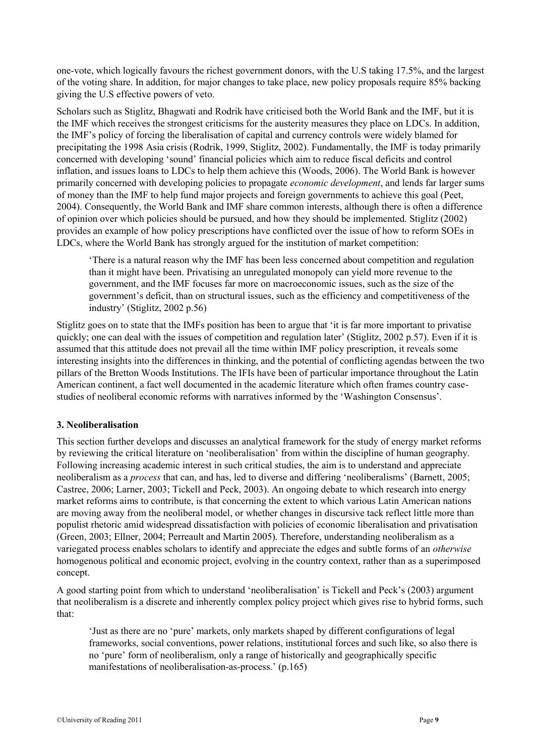one-vote, which logically favours the richest government donors, with the U.S taking 17.5%, and the largest of the voting share. In addition, for major changes to take place, new policy proposals require 85% backing giving the U.S effective powers of veto.

Scholars such as Stiglitz, Bhagwati and Rodrik have criticised both the World Bank and the IMF, but it is the IMF which receives the strongest criticisms for the austerity measures they place on LDCs. In addition, the IMF's policy of forcing the liberalisation of capital and currency controls were widely blamed for precipitating the 1998 Asia crisis (Rodrik, 1999, Stiglitz, 2002). Fundamentally, the IMF is today primarily concerned with developing 'sound' financial policies which aim to reduce fiscal deficits and control inflation, and issues loans to LDCs to help them achieve this (Woods, 2006). The World Bank is however primarily concerned with developing policies to propagate *economic development*, and lends far larger sums of money than the IMF to help fund major projects and foreign governments to achieve this goal (Peet, 2004). Consequently, the World Bank and IMF share common interests, although there is often a difference of opinion over which policies should be pursued, and how they should be implemented. Stiglitz (2002) provides an example of how policy prescriptions have conflicted over the issue of how to reform SOEs in LDCs, where the World Bank has strongly argued for the institution of market competition:

> 'There is a natural reason why the IMF has been less concerned about competition and regulation than it might have been. Privatising an unregulated monopoly can yield more revenue to the government, and the IMF focuses far more on macroeconomic issues, such as the size of the government's deficit, than on structural issues, such as the efficiency and competitiveness of the industry' (Stiglitz, 2002 p.56)

Stiglitz goes on to state that the IMFs position has been to argue that 'it is far more important to privatise quickly; one can deal with the issues of competition and regulation later' (Stiglitz, 2002 p.57). Even if it is assumed that this attitude does not prevail all the time within IMF policy prescription, it reveals some interesting insights into the differences in thinking, and the potential of conflicting agendas between the two pillars of the Bretton Woods Institutions. The IFIs have been of particular importance throughout the Latin American continent, a fact well documented in the academic literature which often frames country case-studies of neoliberal economic reforms with narratives informed by the 'Washington Consensus'.

### 3. Neoliberalisation

This section further develops and discusses an analytical framework for the study of energy market reforms by reviewing the critical literature on 'neoliberalisation' from within the discipline of human geography. Following increasing academic interest in such critical studies, the aim is to understand and appreciate neoliberalism as a *process* that can, and has, led to diverse and differing 'neoliberalisms' (Barnett, 2005; Castree, 2006; Larner, 2003; Tickell and Peck, 2003). An ongoing debate to which research into energy market reforms aims to contribute, is that concerning the extent to which various Latin American nations are moving away from the neoliberal model, or whether changes in discursive tack reflect little more than populist rhetoric amid widespread dissatisfaction with policies of economic liberalisation and privatisation (Green, 2003; Ellner, 2004; Perreault and Martin 2005). Therefore, understanding neoliberalism as a variegated process enables scholars to identify and appreciate the edges and subtle forms of an *otherwise* homogenous political and economic project, evolving in the country context, rather than as a superimposed concept.

A good starting point from which to understand 'neoliberalisation' is Tickell and Peck's (2003) argument that neoliberalism is a discrete and inherently complex policy project which gives rise to hybrid forms, such that:

> 'Just as there are no 'pure' markets, only markets shaped by different configurations of legal frameworks, social conventions, power relations, institutional forces and such like, so also there is no 'pure' form of neoliberalism, only a range of historically and geographically specific manifestations of neoliberalisation-as-process.' (p.165)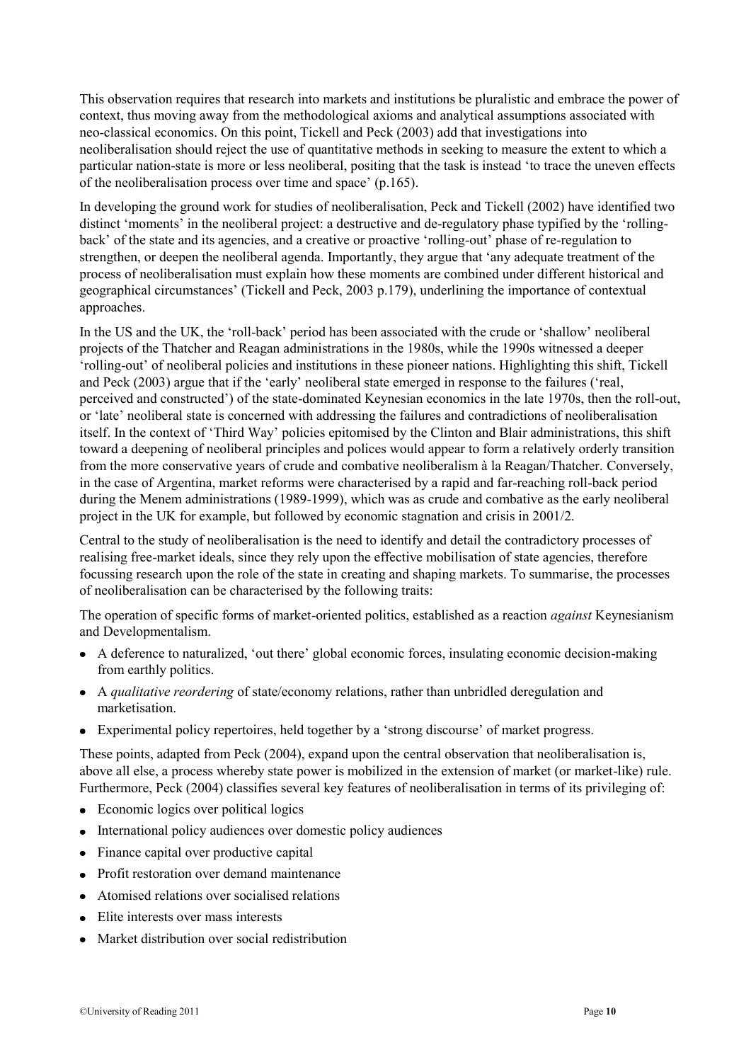This observation requires that research into markets and institutions be pluralistic and embrace the power of context, thus moving away from the methodological axioms and analytical assumptions associated with neo-classical economics. On this point, Tickell and Peck (2003) add that investigations into neoliberalisation should reject the use of quantitative methods in seeking to measure the extent to which a particular nation-state is more or less neoliberal, positing that the task is instead 'to trace the uneven effects of the neoliberalisation process over time and space' (p.165).

In developing the ground work for studies of neoliberalisation, Peck and Tickell (2002) have identified two distinct 'moments' in the neoliberal project: a destructive and de-regulatory phase typified by the 'rolling-back' of the state and its agencies, and a creative or proactive 'rolling-out' phase of re-regulation to strengthen, or deepen the neoliberal agenda. Importantly, they argue that 'any adequate treatment of the process of neoliberalisation must explain how these moments are combined under different historical and geographical circumstances' (Tickell and Peck, 2003 p.179), underlining the importance of contextual approaches.

In the US and the UK, the 'roll-back' period has been associated with the crude or 'shallow' neoliberal projects of the Thatcher and Reagan administrations in the 1980s, while the 1990s witnessed a deeper 'rolling-out' of neoliberal policies and institutions in these pioneer nations. Highlighting this shift, Tickell and Peck (2003) argue that if the 'early' neoliberal state emerged in response to the failures ('real, perceived and constructed') of the state-dominated Keynesian economics in the late 1970s, then the roll-out, or 'late' neoliberal state is concerned with addressing the failures and contradictions of neoliberalisation itself. In the context of 'Third Way' policies epitomised by the Clinton and Blair administrations, this shift toward a deepening of neoliberal principles and polices would appear to form a relatively orderly transition from the more conservative years of crude and combative neoliberalism à la Reagan/Thatcher. Conversely, in the case of Argentina, market reforms were characterised by a rapid and far-reaching roll-back period during the Menem administrations (1989-1999), which was as crude and combative as the early neoliberal project in the UK for example, but followed by economic stagnation and crisis in 2001/2.

Central to the study of neoliberalisation is the need to identify and detail the contradictory processes of realising free-market ideals, since they rely upon the effective mobilisation of state agencies, therefore focussing research upon the role of the state in creating and shaping markets. To summarise, the processes of neoliberalisation can be characterised by the following traits:

The operation of specific forms of market-oriented politics, established as a reaction *against* Keynesianism and Developmentalism.

- A deference to naturalized, 'out there' global economic forces, insulating economic decision-making from earthly politics.
- A *qualitative reordering* of state/economy relations, rather than unbridled deregulation and marketisation.
- Experimental policy repertoires, held together by a 'strong discourse' of market progress.

These points, adapted from Peck (2004), expand upon the central observation that neoliberalisation is, above all else, a process whereby state power is mobilized in the extension of market (or market-like) rule. Furthermore, Peck (2004) classifies several key features of neoliberalisation in terms of its privileging of:

- Economic logics over political logics
- International policy audiences over domestic policy audiences
- Finance capital over productive capital
- Profit restoration over demand maintenance
- Atomised relations over socialised relations
- Elite interests over mass interests
- Market distribution over social redistribution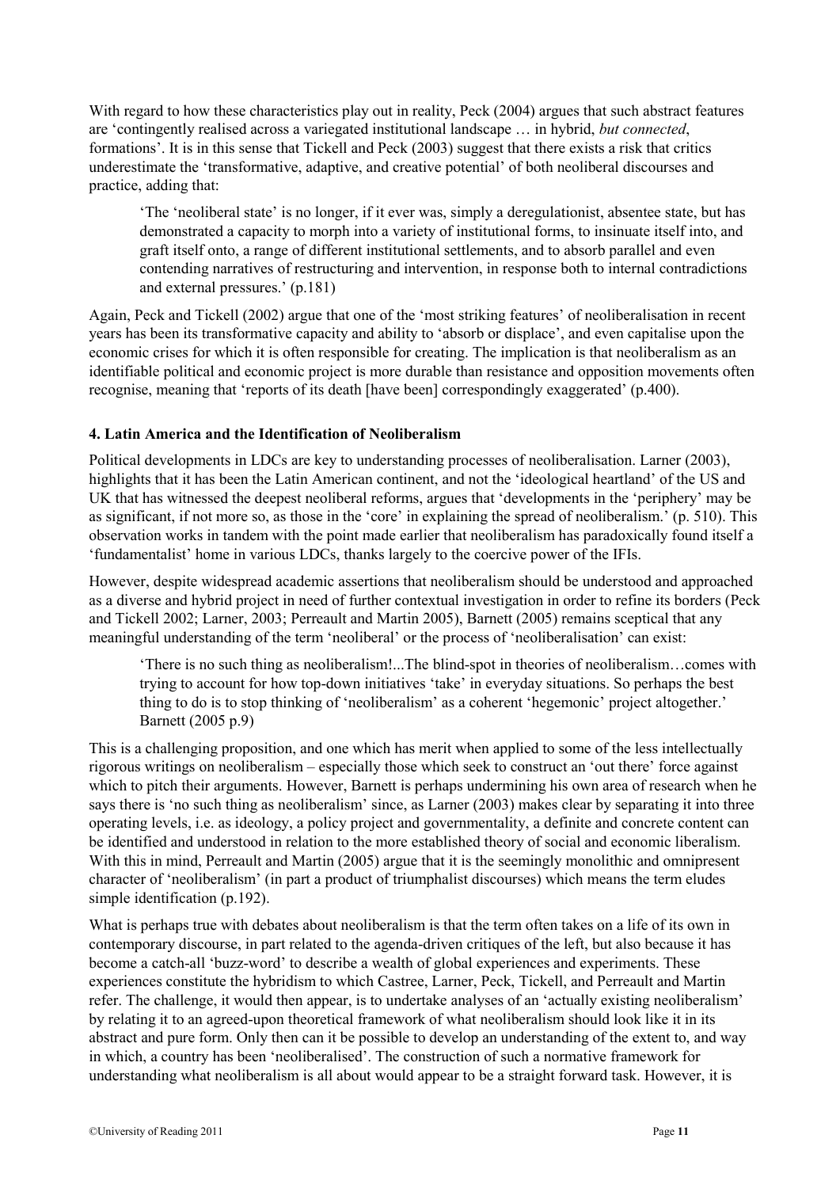With regard to how these characteristics play out in reality, Peck (2004) argues that such abstract features are 'contingently realised across a variegated institutional landscape … in hybrid, *but connected*, formations'. It is in this sense that Tickell and Peck (2003) suggest that there exists a risk that critics underestimate the 'transformative, adaptive, and creative potential' of both neoliberal discourses and practice, adding that:

> 'The 'neoliberal state' is no longer, if it ever was, simply a deregulationist, absentee state, but has demonstrated a capacity to morph into a variety of institutional forms, to insinuate itself into, and graft itself onto, a range of different institutional settlements, and to absorb parallel and even contending narratives of restructuring and intervention, in response both to internal contradictions and external pressures.' (p.181)

Again, Peck and Tickell (2002) argue that one of the 'most striking features' of neoliberalisation in recent years has been its transformative capacity and ability to 'absorb or displace', and even capitalise upon the economic crises for which it is often responsible for creating. The implication is that neoliberalism as an identifiable political and economic project is more durable than resistance and opposition movements often recognise, meaning that 'reports of its death [have been] correspondingly exaggerated' (p.400).

### 4. Latin America and the Identification of Neoliberalism

Political developments in LDCs are key to understanding processes of neoliberalisation. Larner (2003), highlights that it has been the Latin American continent, and not the 'ideological heartland' of the US and UK that has witnessed the deepest neoliberal reforms, argues that 'developments in the 'periphery' may be as significant, if not more so, as those in the 'core' in explaining the spread of neoliberalism.' (p. 510). This observation works in tandem with the point made earlier that neoliberalism has paradoxically found itself a 'fundamentalist' home in various LDCs, thanks largely to the coercive power of the IFIs.

However, despite widespread academic assertions that neoliberalism should be understood and approached as a diverse and hybrid project in need of further contextual investigation in order to refine its borders (Peck and Tickell 2002; Larner, 2003; Perreault and Martin 2005), Barnett (2005) remains sceptical that any meaningful understanding of the term 'neoliberal' or the process of 'neoliberalisation' can exist:

> 'There is no such thing as neoliberalism!...The blind-spot in theories of neoliberalism…comes with trying to account for how top-down initiatives 'take' in everyday situations. So perhaps the best thing to do is to stop thinking of 'neoliberalism' as a coherent 'hegemonic' project altogether.' Barnett (2005 p.9)

This is a challenging proposition, and one which has merit when applied to some of the less intellectually rigorous writings on neoliberalism – especially those which seek to construct an 'out there' force against which to pitch their arguments. However, Barnett is perhaps undermining his own area of research when he says there is 'no such thing as neoliberalism' since, as Larner (2003) makes clear by separating it into three operating levels, i.e. as ideology, a policy project and governmentality, a definite and concrete content can be identified and understood in relation to the more established theory of social and economic liberalism. With this in mind, Perreault and Martin (2005) argue that it is the seemingly monolithic and omnipresent character of 'neoliberalism' (in part a product of triumphalist discourses) which means the term eludes simple identification (p.192).

What is perhaps true with debates about neoliberalism is that the term often takes on a life of its own in contemporary discourse, in part related to the agenda-driven critiques of the left, but also because it has become a catch-all 'buzz-word' to describe a wealth of global experiences and experiments. These experiences constitute the hybridism to which Castree, Larner, Peck, Tickell, and Perreault and Martin refer. The challenge, it would then appear, is to undertake analyses of an 'actually existing neoliberalism' by relating it to an agreed-upon theoretical framework of what neoliberalism should look like it in its abstract and pure form. Only then can it be possible to develop an understanding of the extent to, and way in which, a country has been 'neoliberalised'. The construction of such a normative framework for understanding what neoliberalism is all about would appear to be a straight forward task. However, it is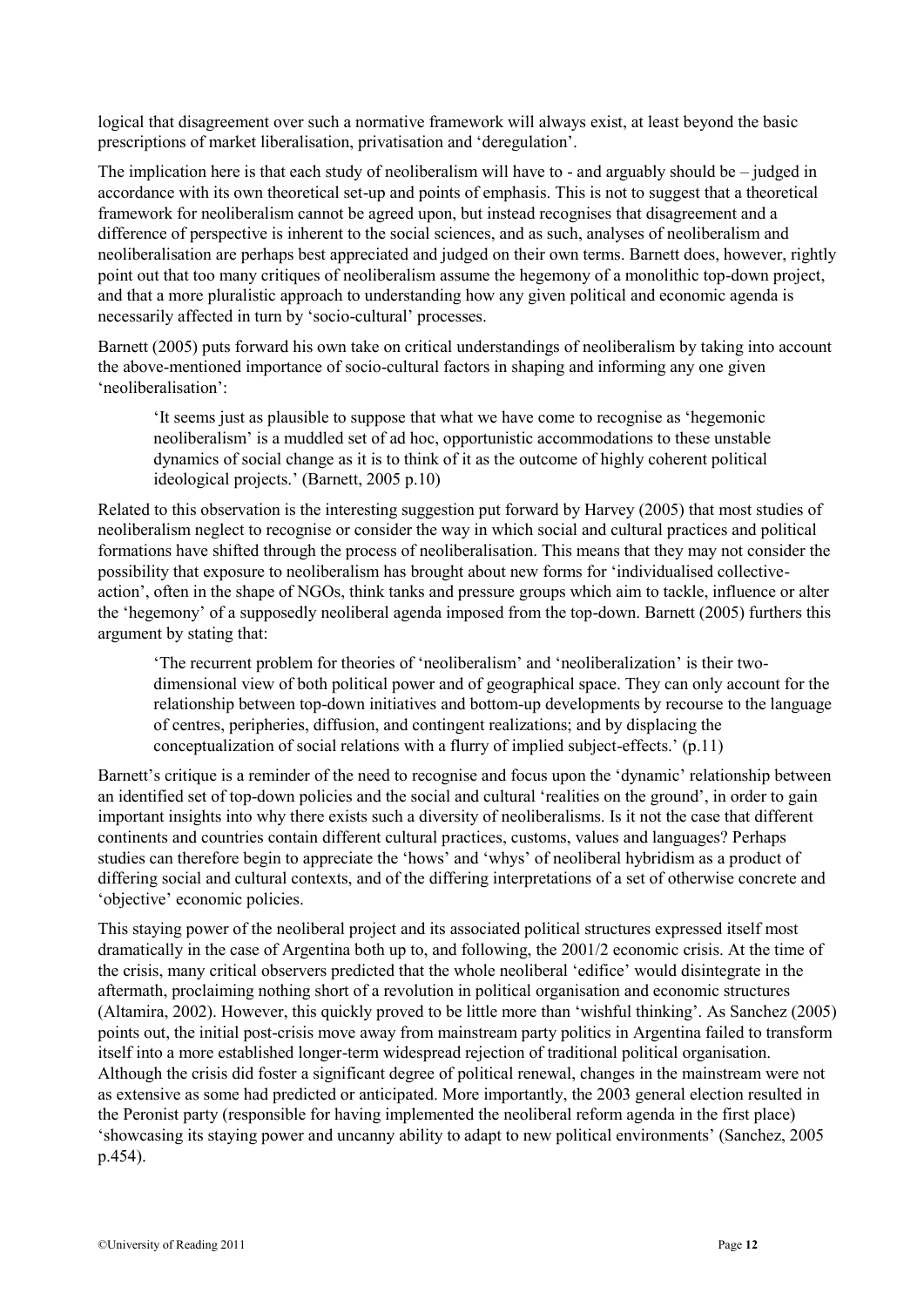logical that disagreement over such a normative framework will always exist, at least beyond the basic prescriptions of market liberalisation, privatisation and 'deregulation'.

The implication here is that each study of neoliberalism will have to - and arguably should be – judged in accordance with its own theoretical set-up and points of emphasis. This is not to suggest that a theoretical framework for neoliberalism cannot be agreed upon, but instead recognises that disagreement and a difference of perspective is inherent to the social sciences, and as such, analyses of neoliberalism and neoliberalisation are perhaps best appreciated and judged on their own terms. Barnett does, however, rightly point out that too many critiques of neoliberalism assume the hegemony of a monolithic top-down project, and that a more pluralistic approach to understanding how any given political and economic agenda is necessarily affected in turn by 'socio-cultural' processes.

Barnett (2005) puts forward his own take on critical understandings of neoliberalism by taking into account the above-mentioned importance of socio-cultural factors in shaping and informing any one given 'neoliberalisation':

> 'It seems just as plausible to suppose that what we have come to recognise as 'hegemonic neoliberalism' is a muddled set of ad hoc, opportunistic accommodations to these unstable dynamics of social change as it is to think of it as the outcome of highly coherent political ideological projects.' (Barnett, 2005 p.10)

Related to this observation is the interesting suggestion put forward by Harvey (2005) that most studies of neoliberalism neglect to recognise or consider the way in which social and cultural practices and political formations have shifted through the process of neoliberalisation. This means that they may not consider the possibility that exposure to neoliberalism has brought about new forms for 'individualised collective-action', often in the shape of NGOs, think tanks and pressure groups which aim to tackle, influence or alter the 'hegemony' of a supposedly neoliberal agenda imposed from the top-down. Barnett (2005) furthers this argument by stating that:

> 'The recurrent problem for theories of 'neoliberalism' and 'neoliberalization' is their two-dimensional view of both political power and of geographical space. They can only account for the relationship between top-down initiatives and bottom-up developments by recourse to the language of centres, peripheries, diffusion, and contingent realizations; and by displacing the conceptualization of social relations with a flurry of implied subject-effects.' (p.11)

Barnett's critique is a reminder of the need to recognise and focus upon the 'dynamic' relationship between an identified set of top-down policies and the social and cultural 'realities on the ground', in order to gain important insights into why there exists such a diversity of neoliberalisms. Is it not the case that different continents and countries contain different cultural practices, customs, values and languages? Perhaps studies can therefore begin to appreciate the 'hows' and 'whys' of neoliberal hybridism as a product of differing social and cultural contexts, and of the differing interpretations of a set of otherwise concrete and 'objective' economic policies.

This staying power of the neoliberal project and its associated political structures expressed itself most dramatically in the case of Argentina both up to, and following, the 2001/2 economic crisis. At the time of the crisis, many critical observers predicted that the whole neoliberal 'edifice' would disintegrate in the aftermath, proclaiming nothing short of a revolution in political organisation and economic structures (Altamira, 2002). However, this quickly proved to be little more than 'wishful thinking'. As Sanchez (2005) points out, the initial post-crisis move away from mainstream party politics in Argentina failed to transform itself into a more established longer-term widespread rejection of traditional political organisation. Although the crisis did foster a significant degree of political renewal, changes in the mainstream were not as extensive as some had predicted or anticipated. More importantly, the 2003 general election resulted in the Peronist party (responsible for having implemented the neoliberal reform agenda in the first place) 'showcasing its staying power and uncanny ability to adapt to new political environments' (Sanchez, 2005 p.454).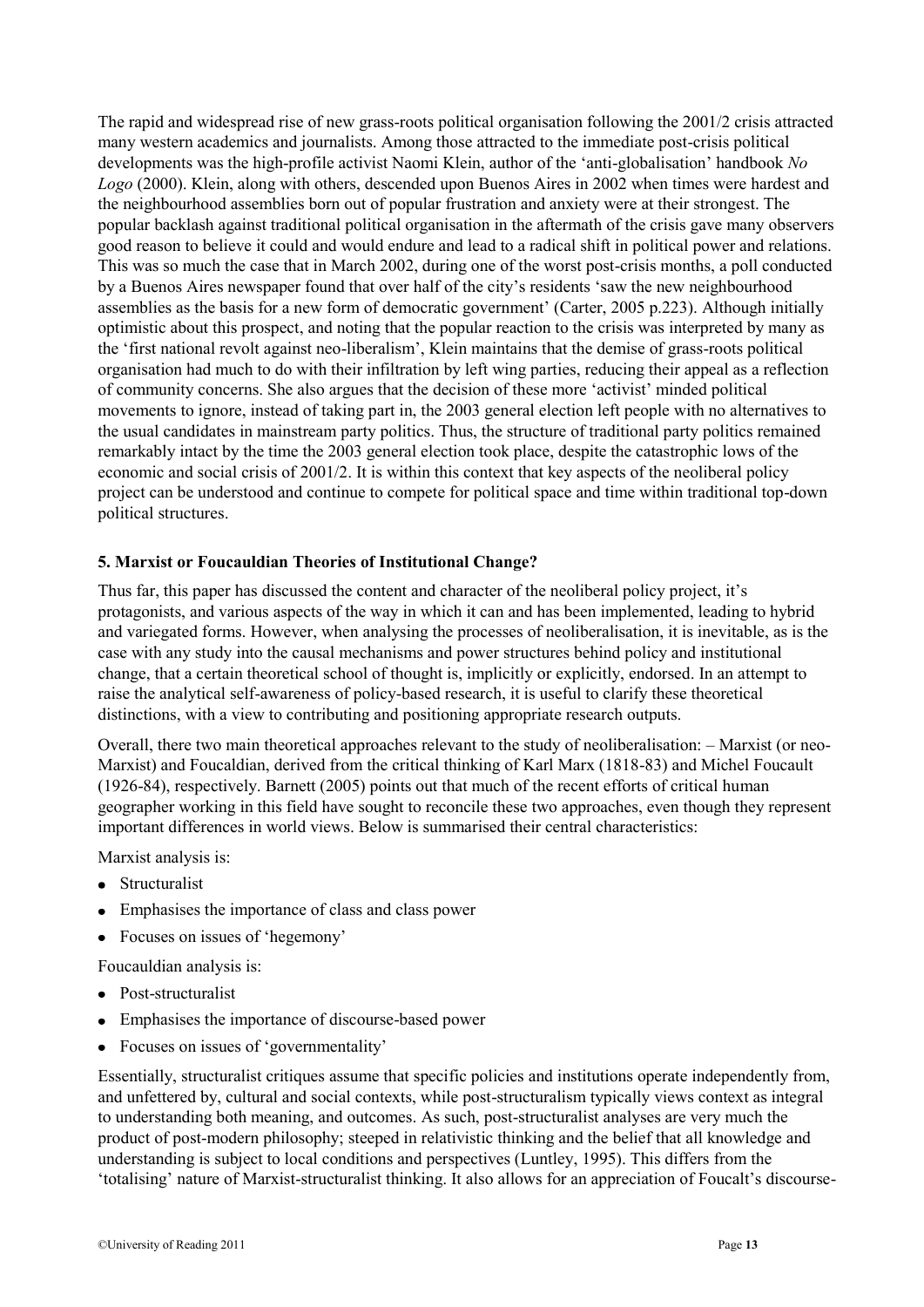The rapid and widespread rise of new grass-roots political organisation following the 2001/2 crisis attracted many western academics and journalists. Among those attracted to the immediate post-crisis political developments was the high-profile activist Naomi Klein, author of the 'anti-globalisation' handbook *No Logo* (2000). Klein, along with others, descended upon Buenos Aires in 2002 when times were hardest and the neighbourhood assemblies born out of popular frustration and anxiety were at their strongest. The popular backlash against traditional political organisation in the aftermath of the crisis gave many observers good reason to believe it could and would endure and lead to a radical shift in political power and relations. This was so much the case that in March 2002, during one of the worst post-crisis months, a poll conducted by a Buenos Aires newspaper found that over half of the city's residents 'saw the new neighbourhood assemblies as the basis for a new form of democratic government' (Carter, 2005 p.223). Although initially optimistic about this prospect, and noting that the popular reaction to the crisis was interpreted by many as the 'first national revolt against neo-liberalism', Klein maintains that the demise of grass-roots political organisation had much to do with their infiltration by left wing parties, reducing their appeal as a reflection of community concerns. She also argues that the decision of these more 'activist' minded political movements to ignore, instead of taking part in, the 2003 general election left people with no alternatives to the usual candidates in mainstream party politics. Thus, the structure of traditional party politics remained remarkably intact by the time the 2003 general election took place, despite the catastrophic lows of the economic and social crisis of 2001/2. It is within this context that key aspects of the neoliberal policy project can be understood and continue to compete for political space and time within traditional top-down political structures.

## 5. Marxist or Foucauldian Theories of Institutional Change?

Thus far, this paper has discussed the content and character of the neoliberal policy project, it's protagonists, and various aspects of the way in which it can and has been implemented, leading to hybrid and variegated forms. However, when analysing the processes of neoliberalisation, it is inevitable, as is the case with any study into the causal mechanisms and power structures behind policy and institutional change, that a certain theoretical school of thought is, implicitly or explicitly, endorsed. In an attempt to raise the analytical self-awareness of policy-based research, it is useful to clarify these theoretical distinctions, with a view to contributing and positioning appropriate research outputs.

Overall, there two main theoretical approaches relevant to the study of neoliberalisation: – Marxist (or neo-Marxist) and Foucaldian, derived from the critical thinking of Karl Marx (1818-83) and Michel Foucault (1926-84), respectively. Barnett (2005) points out that much of the recent efforts of critical human geographer working in this field have sought to reconcile these two approaches, even though they represent important differences in world views. Below is summarised their central characteristics:

Marxist analysis is:

- Structuralist
- Emphasises the importance of class and class power
- Focuses on issues of 'hegemony'

Foucauldian analysis is:

- Post-structuralist
- Emphasises the importance of discourse-based power
- Focuses on issues of 'governmentality'

Essentially, structuralist critiques assume that specific policies and institutions operate independently from, and unfettered by, cultural and social contexts, while post-structuralism typically views context as integral to understanding both meaning, and outcomes. As such, post-structuralist analyses are very much the product of post-modern philosophy; steeped in relativistic thinking and the belief that all knowledge and understanding is subject to local conditions and perspectives (Luntley, 1995). This differs from the 'totalising' nature of Marxist-structuralist thinking. It also allows for an appreciation of Foucalt's discourse-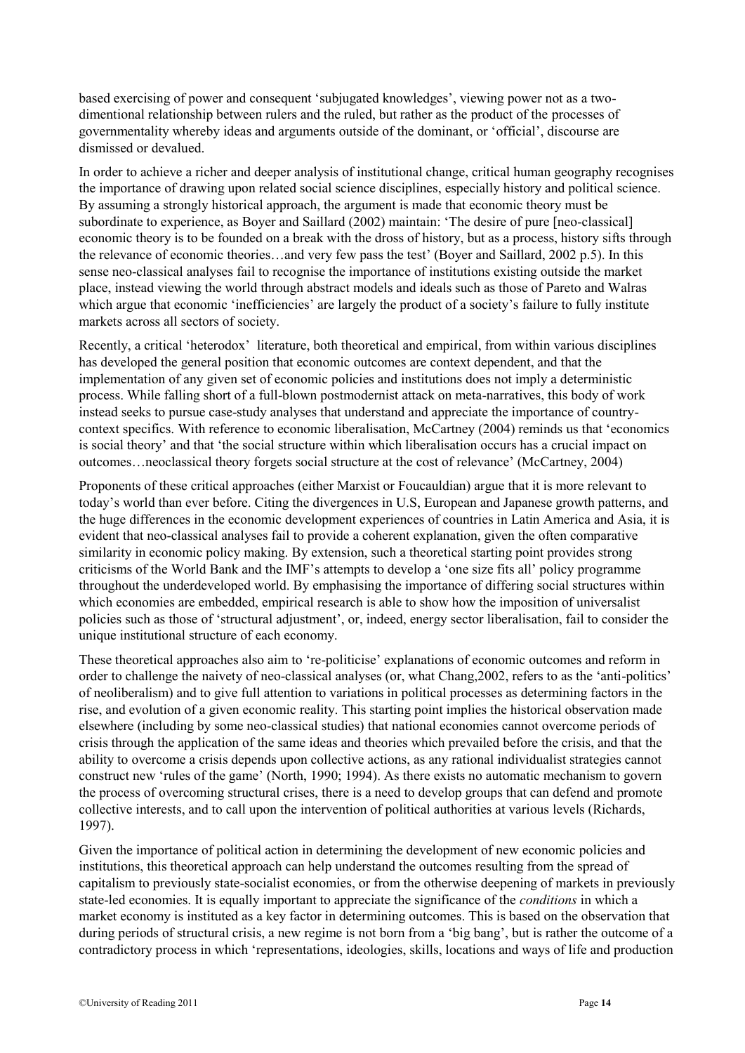based exercising of power and consequent 'subjugated knowledges', viewing power not as a two-dimentional relationship between rulers and the ruled, but rather as the product of the processes of governmentality whereby ideas and arguments outside of the dominant, or 'official', discourse are dismissed or devalued.

In order to achieve a richer and deeper analysis of institutional change, critical human geography recognises the importance of drawing upon related social science disciplines, especially history and political science. By assuming a strongly historical approach, the argument is made that economic theory must be subordinate to experience, as Boyer and Saillard (2002) maintain: 'The desire of pure [neo-classical] economic theory is to be founded on a break with the dross of history, but as a process, history sifts through the relevance of economic theories…and very few pass the test' (Boyer and Saillard, 2002 p.5). In this sense neo-classical analyses fail to recognise the importance of institutions existing outside the market place, instead viewing the world through abstract models and ideals such as those of Pareto and Walras which argue that economic 'inefficiencies' are largely the product of a society's failure to fully institute markets across all sectors of society.

Recently, a critical 'heterodox' literature, both theoretical and empirical, from within various disciplines has developed the general position that economic outcomes are context dependent, and that the implementation of any given set of economic policies and institutions does not imply a deterministic process. While falling short of a full-blown postmodernist attack on meta-narratives, this body of work instead seeks to pursue case-study analyses that understand and appreciate the importance of country-context specifics. With reference to economic liberalisation, McCartney (2004) reminds us that 'economics is social theory' and that 'the social structure within which liberalisation occurs has a crucial impact on outcomes…neoclassical theory forgets social structure at the cost of relevance' (McCartney, 2004)

Proponents of these critical approaches (either Marxist or Foucauldian) argue that it is more relevant to today's world than ever before. Citing the divergences in U.S, European and Japanese growth patterns, and the huge differences in the economic development experiences of countries in Latin America and Asia, it is evident that neo-classical analyses fail to provide a coherent explanation, given the often comparative similarity in economic policy making. By extension, such a theoretical starting point provides strong criticisms of the World Bank and the IMF's attempts to develop a 'one size fits all' policy programme throughout the underdeveloped world. By emphasising the importance of differing social structures within which economies are embedded, empirical research is able to show how the imposition of universalist policies such as those of 'structural adjustment', or, indeed, energy sector liberalisation, fail to consider the unique institutional structure of each economy.

These theoretical approaches also aim to 're-politicise' explanations of economic outcomes and reform in order to challenge the naivety of neo-classical analyses (or, what Chang,2002, refers to as the 'anti-politics' of neoliberalism) and to give full attention to variations in political processes as determining factors in the rise, and evolution of a given economic reality. This starting point implies the historical observation made elsewhere (including by some neo-classical studies) that national economies cannot overcome periods of crisis through the application of the same ideas and theories which prevailed before the crisis, and that the ability to overcome a crisis depends upon collective actions, as any rational individualist strategies cannot construct new 'rules of the game' (North, 1990; 1994). As there exists no automatic mechanism to govern the process of overcoming structural crises, there is a need to develop groups that can defend and promote collective interests, and to call upon the intervention of political authorities at various levels (Richards, 1997).

Given the importance of political action in determining the development of new economic policies and institutions, this theoretical approach can help understand the outcomes resulting from the spread of capitalism to previously state-socialist economies, or from the otherwise deepening of markets in previously state-led economies. It is equally important to appreciate the significance of the *conditions* in which a market economy is instituted as a key factor in determining outcomes. This is based on the observation that during periods of structural crisis, a new regime is not born from a 'big bang', but is rather the outcome of a contradictory process in which 'representations, ideologies, skills, locations and ways of life and production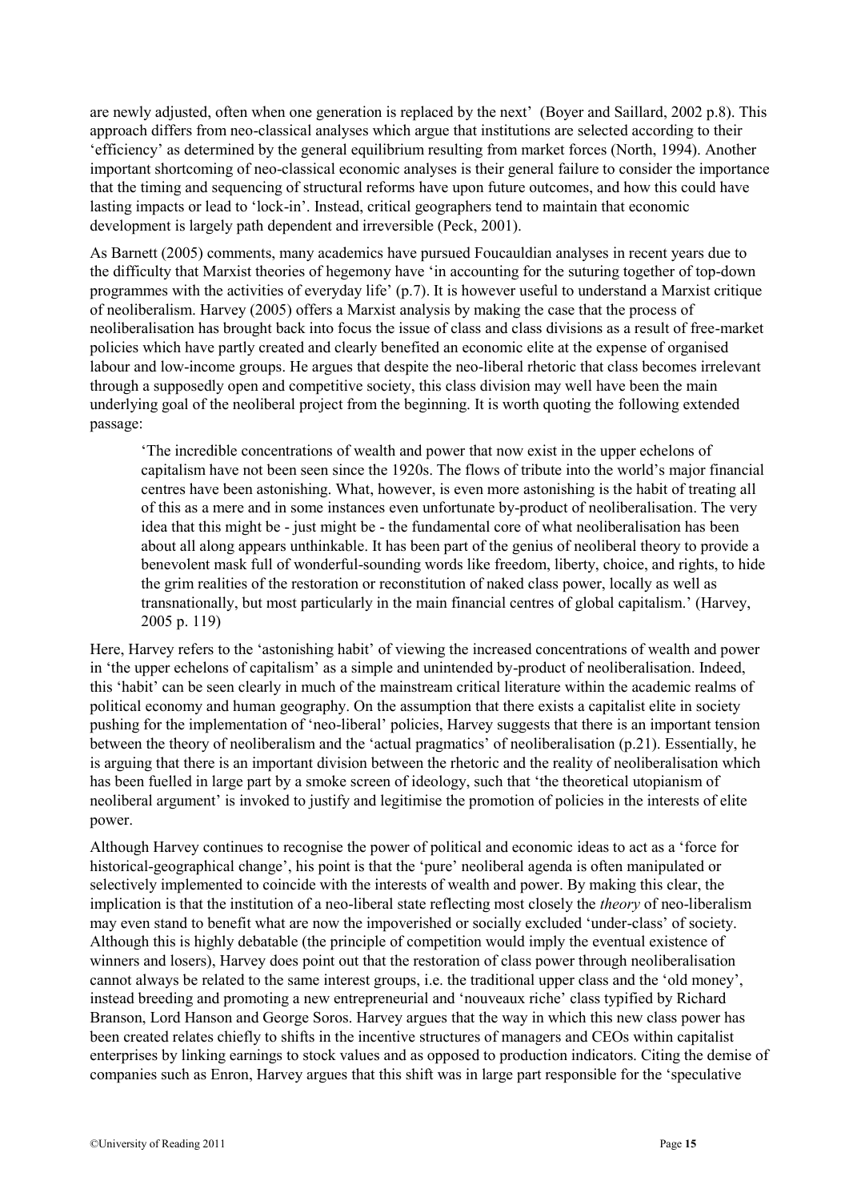are newly adjusted, often when one generation is replaced by the next' (Boyer and Saillard, 2002 p.8). This approach differs from neo-classical analyses which argue that institutions are selected according to their 'efficiency' as determined by the general equilibrium resulting from market forces (North, 1994). Another important shortcoming of neo-classical economic analyses is their general failure to consider the importance that the timing and sequencing of structural reforms have upon future outcomes, and how this could have lasting impacts or lead to 'lock-in'. Instead, critical geographers tend to maintain that economic development is largely path dependent and irreversible (Peck, 2001).

As Barnett (2005) comments, many academics have pursued Foucauldian analyses in recent years due to the difficulty that Marxist theories of hegemony have 'in accounting for the suturing together of top-down programmes with the activities of everyday life' (p.7). It is however useful to understand a Marxist critique of neoliberalism. Harvey (2005) offers a Marxist analysis by making the case that the process of neoliberalisation has brought back into focus the issue of class and class divisions as a result of free-market policies which have partly created and clearly benefited an economic elite at the expense of organised labour and low-income groups. He argues that despite the neo-liberal rhetoric that class becomes irrelevant through a supposedly open and competitive society, this class division may well have been the main underlying goal of the neoliberal project from the beginning. It is worth quoting the following extended passage:

> 'The incredible concentrations of wealth and power that now exist in the upper echelons of capitalism have not been seen since the 1920s. The flows of tribute into the world's major financial centres have been astonishing. What, however, is even more astonishing is the habit of treating all of this as a mere and in some instances even unfortunate by-product of neoliberalisation. The very idea that this might be - just might be - the fundamental core of what neoliberalisation has been about all along appears unthinkable. It has been part of the genius of neoliberal theory to provide a benevolent mask full of wonderful-sounding words like freedom, liberty, choice, and rights, to hide the grim realities of the restoration or reconstitution of naked class power, locally as well as transnationally, but most particularly in the main financial centres of global capitalism.' (Harvey, 2005 p. 119)

Here, Harvey refers to the 'astonishing habit' of viewing the increased concentrations of wealth and power in 'the upper echelons of capitalism' as a simple and unintended by-product of neoliberalisation. Indeed, this 'habit' can be seen clearly in much of the mainstream critical literature within the academic realms of political economy and human geography. On the assumption that there exists a capitalist elite in society pushing for the implementation of 'neo-liberal' policies, Harvey suggests that there is an important tension between the theory of neoliberalism and the 'actual pragmatics' of neoliberalisation (p.21). Essentially, he is arguing that there is an important division between the rhetoric and the reality of neoliberalisation which has been fuelled in large part by a smoke screen of ideology, such that 'the theoretical utopianism of neoliberal argument' is invoked to justify and legitimise the promotion of policies in the interests of elite power.

Although Harvey continues to recognise the power of political and economic ideas to act as a 'force for historical-geographical change', his point is that the 'pure' neoliberal agenda is often manipulated or selectively implemented to coincide with the interests of wealth and power. By making this clear, the implication is that the institution of a neo-liberal state reflecting most closely the *theory* of neo-liberalism may even stand to benefit what are now the impoverished or socially excluded 'under-class' of society. Although this is highly debatable (the principle of competition would imply the eventual existence of winners and losers), Harvey does point out that the restoration of class power through neoliberalisation cannot always be related to the same interest groups, i.e. the traditional upper class and the 'old money', instead breeding and promoting a new entrepreneurial and 'nouveaux riche' class typified by Richard Branson, Lord Hanson and George Soros. Harvey argues that the way in which this new class power has been created relates chiefly to shifts in the incentive structures of managers and CEOs within capitalist enterprises by linking earnings to stock values and as opposed to production indicators. Citing the demise of companies such as Enron, Harvey argues that this shift was in large part responsible for the 'speculative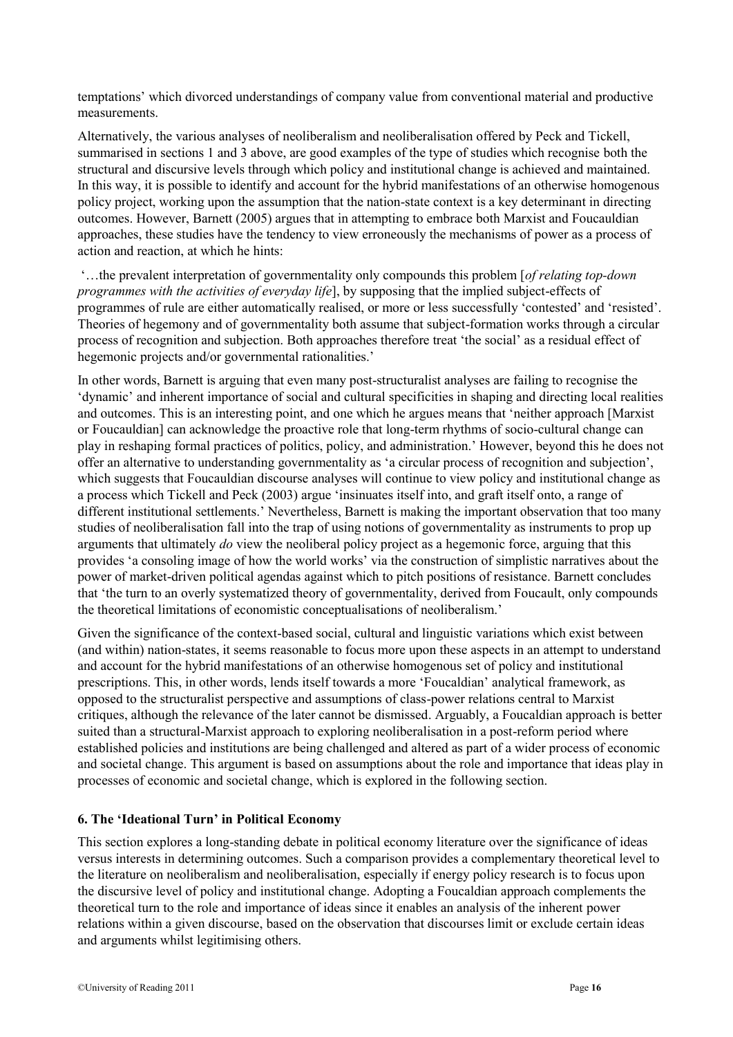temptations' which divorced understandings of company value from conventional material and productive measurements.

Alternatively, the various analyses of neoliberalism and neoliberalisation offered by Peck and Tickell, summarised in sections 1 and 3 above, are good examples of the type of studies which recognise both the structural and discursive levels through which policy and institutional change is achieved and maintained. In this way, it is possible to identify and account for the hybrid manifestations of an otherwise homogenous policy project, working upon the assumption that the nation-state context is a key determinant in directing outcomes. However, Barnett (2005) argues that in attempting to embrace both Marxist and Foucauldian approaches, these studies have the tendency to view erroneously the mechanisms of power as a process of action and reaction, at which he hints:

'…the prevalent interpretation of governmentality only compounds this problem [*of relating top-down programmes with the activities of everyday life*], by supposing that the implied subject-effects of programmes of rule are either automatically realised, or more or less successfully 'contested' and 'resisted'. Theories of hegemony and of governmentality both assume that subject-formation works through a circular process of recognition and subjection. Both approaches therefore treat 'the social' as a residual effect of hegemonic projects and/or governmental rationalities.'

In other words, Barnett is arguing that even many post-structuralist analyses are failing to recognise the 'dynamic' and inherent importance of social and cultural specificities in shaping and directing local realities and outcomes. This is an interesting point, and one which he argues means that 'neither approach [Marxist or Foucauldian] can acknowledge the proactive role that long-term rhythms of socio-cultural change can play in reshaping formal practices of politics, policy, and administration.' However, beyond this he does not offer an alternative to understanding governmentality as 'a circular process of recognition and subjection', which suggests that Foucauldian discourse analyses will continue to view policy and institutional change as a process which Tickell and Peck (2003) argue 'insinuates itself into, and graft itself onto, a range of different institutional settlements.' Nevertheless, Barnett is making the important observation that too many studies of neoliberalisation fall into the trap of using notions of governmentality as instruments to prop up arguments that ultimately *do* view the neoliberal policy project as a hegemonic force, arguing that this provides 'a consoling image of how the world works' via the construction of simplistic narratives about the power of market-driven political agendas against which to pitch positions of resistance. Barnett concludes that 'the turn to an overly systematized theory of governmentality, derived from Foucault, only compounds the theoretical limitations of economistic conceptualisations of neoliberalism.'

Given the significance of the context-based social, cultural and linguistic variations which exist between (and within) nation-states, it seems reasonable to focus more upon these aspects in an attempt to understand and account for the hybrid manifestations of an otherwise homogenous set of policy and institutional prescriptions. This, in other words, lends itself towards a more 'Foucaldian' analytical framework, as opposed to the structuralist perspective and assumptions of class-power relations central to Marxist critiques, although the relevance of the later cannot be dismissed. Arguably, a Foucaldian approach is better suited than a structural-Marxist approach to exploring neoliberalisation in a post-reform period where established policies and institutions are being challenged and altered as part of a wider process of economic and societal change. This argument is based on assumptions about the role and importance that ideas play in processes of economic and societal change, which is explored in the following section.

## 6. The 'Ideational Turn' in Political Economy

This section explores a long-standing debate in political economy literature over the significance of ideas versus interests in determining outcomes. Such a comparison provides a complementary theoretical level to the literature on neoliberalism and neoliberalisation, especially if energy policy research is to focus upon the discursive level of policy and institutional change. Adopting a Foucaldian approach complements the theoretical turn to the role and importance of ideas since it enables an analysis of the inherent power relations within a given discourse, based on the observation that discourses limit or exclude certain ideas and arguments whilst legitimising others.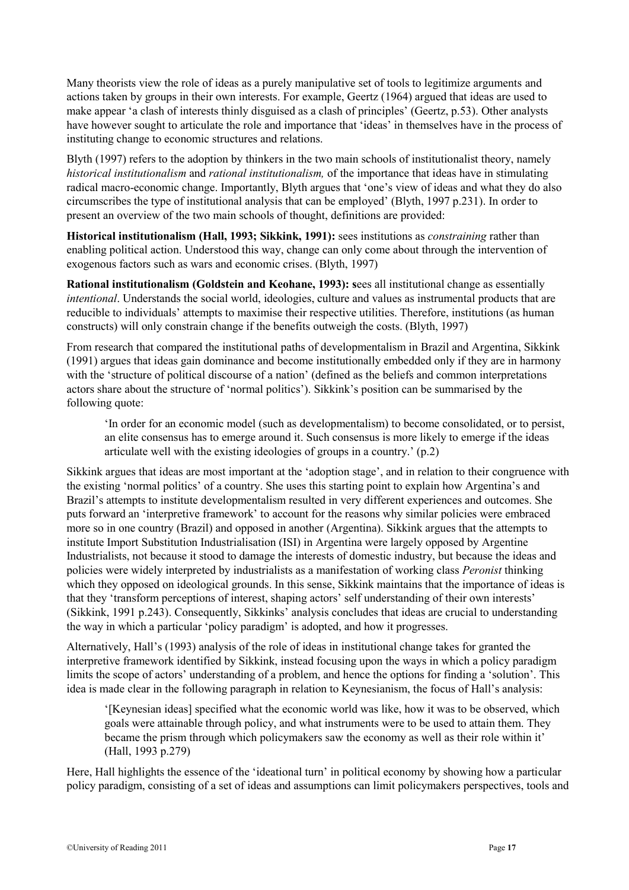Many theorists view the role of ideas as a purely manipulative set of tools to legitimize arguments and actions taken by groups in their own interests. For example, Geertz (1964) argued that ideas are used to make appear 'a clash of interests thinly disguised as a clash of principles' (Geertz, p.53). Other analysts have however sought to articulate the role and importance that 'ideas' in themselves have in the process of instituting change to economic structures and relations.

Blyth (1997) refers to the adoption by thinkers in the two main schools of institutionalist theory, namely *historical institutionalism* and *rational institutionalism,* of the importance that ideas have in stimulating radical macro-economic change. Importantly, Blyth argues that 'one's view of ideas and what they do also circumscribes the type of institutional analysis that can be employed' (Blyth, 1997 p.231). In order to present an overview of the two main schools of thought, definitions are provided:

**Historical institutionalism (Hall, 1993; Sikkink, 1991):** sees institutions as *constraining* rather than enabling political action. Understood this way, change can only come about through the intervention of exogenous factors such as wars and economic crises. (Blyth, 1997)

**Rational institutionalism (Goldstein and Keohane, 1993): s**ees all institutional change as essentially *intentional*. Understands the social world, ideologies, culture and values as instrumental products that are reducible to individuals' attempts to maximise their respective utilities. Therefore, institutions (as human constructs) will only constrain change if the benefits outweigh the costs. (Blyth, 1997)

From research that compared the institutional paths of developmentalism in Brazil and Argentina, Sikkink (1991) argues that ideas gain dominance and become institutionally embedded only if they are in harmony with the 'structure of political discourse of a nation' (defined as the beliefs and common interpretations actors share about the structure of 'normal politics'). Sikkink's position can be summarised by the following quote:

> 'In order for an economic model (such as developmentalism) to become consolidated, or to persist, an elite consensus has to emerge around it. Such consensus is more likely to emerge if the ideas articulate well with the existing ideologies of groups in a country.' (p.2)

Sikkink argues that ideas are most important at the 'adoption stage', and in relation to their congruence with the existing 'normal politics' of a country. She uses this starting point to explain how Argentina's and Brazil's attempts to institute developmentalism resulted in very different experiences and outcomes. She puts forward an 'interpretive framework' to account for the reasons why similar policies were embraced more so in one country (Brazil) and opposed in another (Argentina). Sikkink argues that the attempts to institute Import Substitution Industrialisation (ISI) in Argentina were largely opposed by Argentine Industrialists, not because it stood to damage the interests of domestic industry, but because the ideas and policies were widely interpreted by industrialists as a manifestation of working class *Peronist* thinking which they opposed on ideological grounds. In this sense, Sikkink maintains that the importance of ideas is that they 'transform perceptions of interest, shaping actors' self understanding of their own interests' (Sikkink, 1991 p.243). Consequently, Sikkinks' analysis concludes that ideas are crucial to understanding the way in which a particular 'policy paradigm' is adopted, and how it progresses.

Alternatively, Hall's (1993) analysis of the role of ideas in institutional change takes for granted the interpretive framework identified by Sikkink, instead focusing upon the ways in which a policy paradigm limits the scope of actors' understanding of a problem, and hence the options for finding a 'solution'. This idea is made clear in the following paragraph in relation to Keynesianism, the focus of Hall's analysis:

> '[Keynesian ideas] specified what the economic world was like, how it was to be observed, which goals were attainable through policy, and what instruments were to be used to attain them. They became the prism through which policymakers saw the economy as well as their role within it' (Hall, 1993 p.279)

Here, Hall highlights the essence of the 'ideational turn' in political economy by showing how a particular policy paradigm, consisting of a set of ideas and assumptions can limit policymakers perspectives, tools and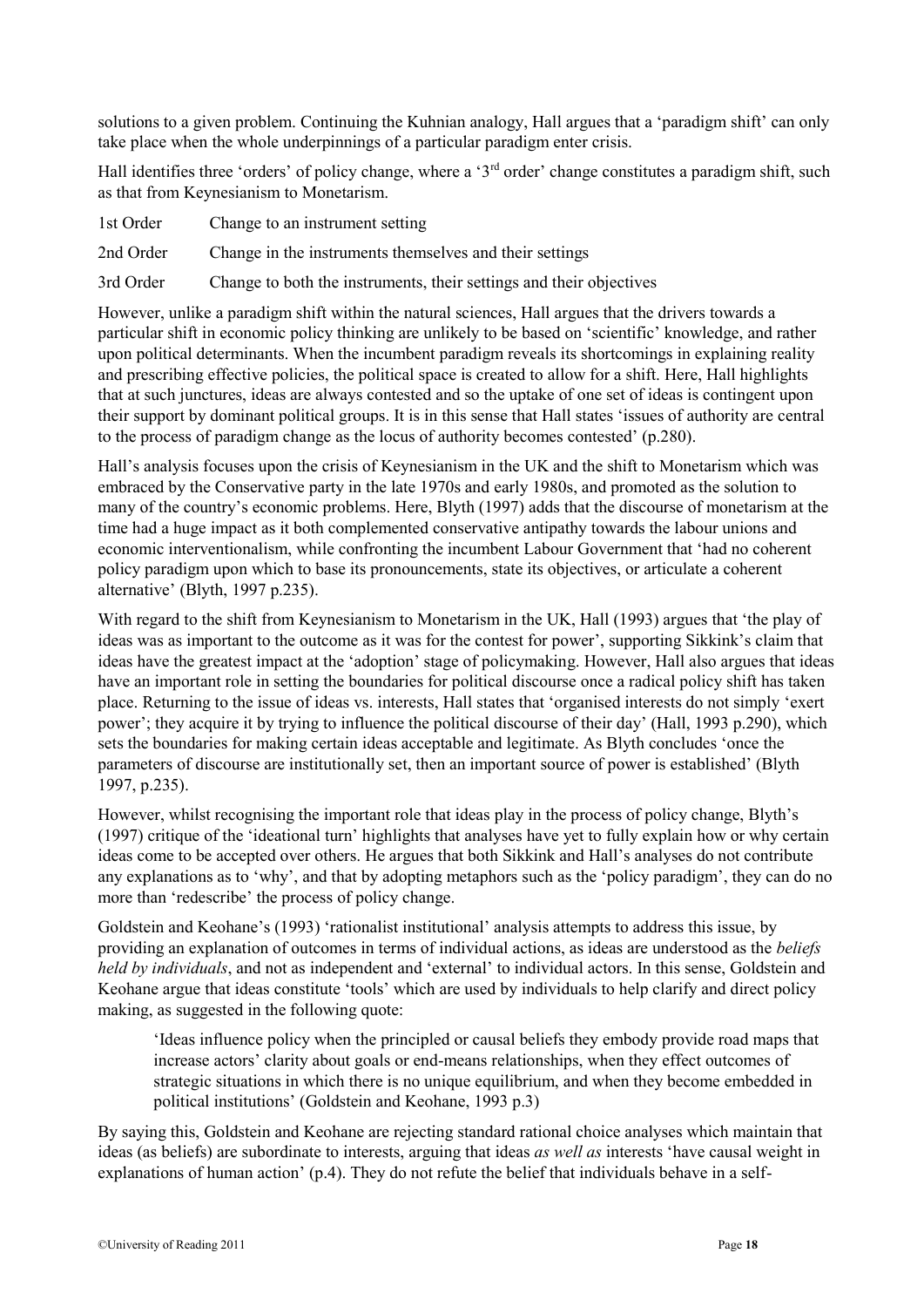solutions to a given problem. Continuing the Kuhnian analogy, Hall argues that a 'paradigm shift' can only take place when the whole underpinnings of a particular paradigm enter crisis.

Hall identifies three 'orders' of policy change, where a '3rd order' change constitutes a paradigm shift, such as that from Keynesianism to Monetarism.

| | |
|---|---|
| 1st Order | Change to an instrument setting |
| 2nd Order | Change in the instruments themselves and their settings |
| 3rd Order | Change to both the instruments, their settings and their objectives |

However, unlike a paradigm shift within the natural sciences, Hall argues that the drivers towards a particular shift in economic policy thinking are unlikely to be based on 'scientific' knowledge, and rather upon political determinants. When the incumbent paradigm reveals its shortcomings in explaining reality and prescribing effective policies, the political space is created to allow for a shift. Here, Hall highlights that at such junctures, ideas are always contested and so the uptake of one set of ideas is contingent upon their support by dominant political groups. It is in this sense that Hall states 'issues of authority are central to the process of paradigm change as the locus of authority becomes contested' (p.280).

Hall's analysis focuses upon the crisis of Keynesianism in the UK and the shift to Monetarism which was embraced by the Conservative party in the late 1970s and early 1980s, and promoted as the solution to many of the country's economic problems. Here, Blyth (1997) adds that the discourse of monetarism at the time had a huge impact as it both complemented conservative antipathy towards the labour unions and economic interventionalism, while confronting the incumbent Labour Government that 'had no coherent policy paradigm upon which to base its pronouncements, state its objectives, or articulate a coherent alternative' (Blyth, 1997 p.235).

With regard to the shift from Keynesianism to Monetarism in the UK, Hall (1993) argues that 'the play of ideas was as important to the outcome as it was for the contest for power', supporting Sikkink's claim that ideas have the greatest impact at the 'adoption' stage of policymaking. However, Hall also argues that ideas have an important role in setting the boundaries for political discourse once a radical policy shift has taken place. Returning to the issue of ideas vs. interests, Hall states that 'organised interests do not simply 'exert power'; they acquire it by trying to influence the political discourse of their day' (Hall, 1993 p.290), which sets the boundaries for making certain ideas acceptable and legitimate. As Blyth concludes 'once the parameters of discourse are institutionally set, then an important source of power is established' (Blyth 1997, p.235).

However, whilst recognising the important role that ideas play in the process of policy change, Blyth's (1997) critique of the 'ideational turn' highlights that analyses have yet to fully explain how or why certain ideas come to be accepted over others. He argues that both Sikkink and Hall's analyses do not contribute any explanations as to 'why', and that by adopting metaphors such as the 'policy paradigm', they can do no more than 'redescribe' the process of policy change.

Goldstein and Keohane's (1993) 'rationalist institutional' analysis attempts to address this issue, by providing an explanation of outcomes in terms of individual actions, as ideas are understood as the *beliefs held by individuals*, and not as independent and 'external' to individual actors. In this sense, Goldstein and Keohane argue that ideas constitute 'tools' which are used by individuals to help clarify and direct policy making, as suggested in the following quote:

> 'Ideas influence policy when the principled or causal beliefs they embody provide road maps that increase actors' clarity about goals or end-means relationships, when they effect outcomes of strategic situations in which there is no unique equilibrium, and when they become embedded in political institutions' (Goldstein and Keohane, 1993 p.3)

By saying this, Goldstein and Keohane are rejecting standard rational choice analyses which maintain that ideas (as beliefs) are subordinate to interests, arguing that ideas *as well as* interests 'have causal weight in explanations of human action' (p.4). They do not refute the belief that individuals behave in a self-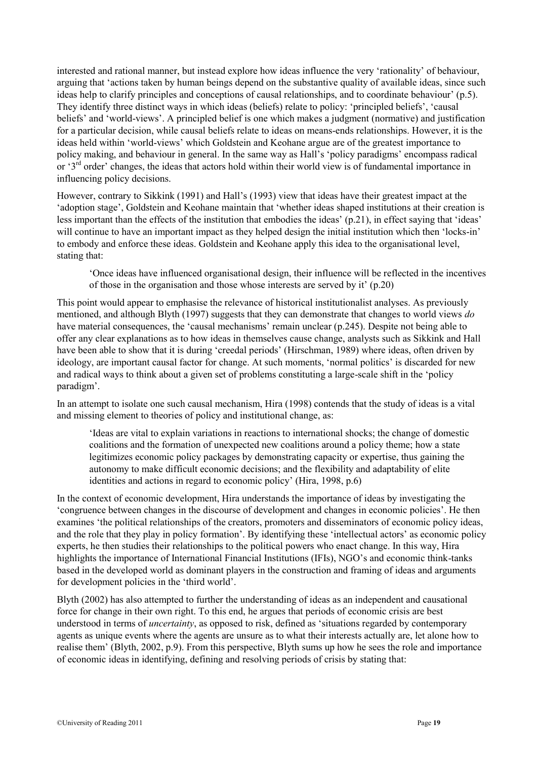interested and rational manner, but instead explore how ideas influence the very 'rationality' of behaviour, arguing that 'actions taken by human beings depend on the substantive quality of available ideas, since such ideas help to clarify principles and conceptions of causal relationships, and to coordinate behaviour' (p.5). They identify three distinct ways in which ideas (beliefs) relate to policy: 'principled beliefs', 'causal beliefs' and 'world-views'. A principled belief is one which makes a judgment (normative) and justification for a particular decision, while causal beliefs relate to ideas on means-ends relationships. However, it is the ideas held within 'world-views' which Goldstein and Keohane argue are of the greatest importance to policy making, and behaviour in general. In the same way as Hall's 'policy paradigms' encompass radical or '3rd order' changes, the ideas that actors hold within their world view is of fundamental importance in influencing policy decisions.

However, contrary to Sikkink (1991) and Hall's (1993) view that ideas have their greatest impact at the 'adoption stage', Goldstein and Keohane maintain that 'whether ideas shaped institutions at their creation is less important than the effects of the institution that embodies the ideas' (p.21), in effect saying that 'ideas' will continue to have an important impact as they helped design the initial institution which then 'locks-in' to embody and enforce these ideas. Goldstein and Keohane apply this idea to the organisational level, stating that:

> 'Once ideas have influenced organisational design, their influence will be reflected in the incentives of those in the organisation and those whose interests are served by it' (p.20)

This point would appear to emphasise the relevance of historical institutionalist analyses. As previously mentioned, and although Blyth (1997) suggests that they can demonstrate that changes to world views *do* have material consequences, the 'causal mechanisms' remain unclear (p.245). Despite not being able to offer any clear explanations as to how ideas in themselves cause change, analysts such as Sikkink and Hall have been able to show that it is during 'creedal periods' (Hirschman, 1989) where ideas, often driven by ideology, are important causal factor for change. At such moments, 'normal politics' is discarded for new and radical ways to think about a given set of problems constituting a large-scale shift in the 'policy paradigm'.

In an attempt to isolate one such causal mechanism, Hira (1998) contends that the study of ideas is a vital and missing element to theories of policy and institutional change, as:

> 'Ideas are vital to explain variations in reactions to international shocks; the change of domestic coalitions and the formation of unexpected new coalitions around a policy theme; how a state legitimizes economic policy packages by demonstrating capacity or expertise, thus gaining the autonomy to make difficult economic decisions; and the flexibility and adaptability of elite identities and actions in regard to economic policy' (Hira, 1998, p.6)

In the context of economic development, Hira understands the importance of ideas by investigating the 'congruence between changes in the discourse of development and changes in economic policies'. He then examines 'the political relationships of the creators, promoters and disseminators of economic policy ideas, and the role that they play in policy formation'. By identifying these 'intellectual actors' as economic policy experts, he then studies their relationships to the political powers who enact change. In this way, Hira highlights the importance of International Financial Institutions (IFIs), NGO's and economic think-tanks based in the developed world as dominant players in the construction and framing of ideas and arguments for development policies in the 'third world'.

Blyth (2002) has also attempted to further the understanding of ideas as an independent and causational force for change in their own right. To this end, he argues that periods of economic crisis are best understood in terms of *uncertainty*, as opposed to risk, defined as 'situations regarded by contemporary agents as unique events where the agents are unsure as to what their interests actually are, let alone how to realise them' (Blyth, 2002, p.9). From this perspective, Blyth sums up how he sees the role and importance of economic ideas in identifying, defining and resolving periods of crisis by stating that: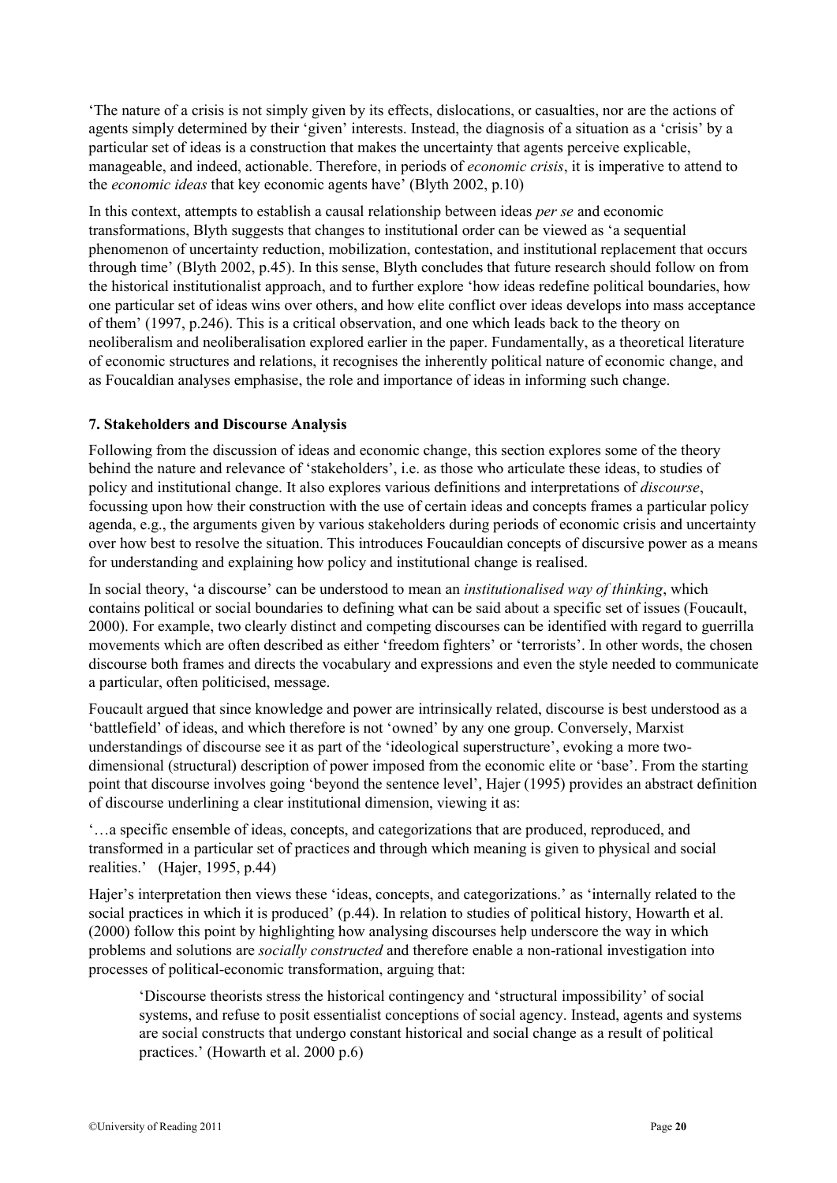'The nature of a crisis is not simply given by its effects, dislocations, or casualties, nor are the actions of agents simply determined by their 'given' interests. Instead, the diagnosis of a situation as a 'crisis' by a particular set of ideas is a construction that makes the uncertainty that agents perceive explicable, manageable, and indeed, actionable. Therefore, in periods of *economic crisis*, it is imperative to attend to the *economic ideas* that key economic agents have' (Blyth 2002, p.10)

In this context, attempts to establish a causal relationship between ideas *per se* and economic transformations, Blyth suggests that changes to institutional order can be viewed as 'a sequential phenomenon of uncertainty reduction, mobilization, contestation, and institutional replacement that occurs through time' (Blyth 2002, p.45). In this sense, Blyth concludes that future research should follow on from the historical institutionalist approach, and to further explore 'how ideas redefine political boundaries, how one particular set of ideas wins over others, and how elite conflict over ideas develops into mass acceptance of them' (1997, p.246). This is a critical observation, and one which leads back to the theory on neoliberalism and neoliberalisation explored earlier in the paper. Fundamentally, as a theoretical literature of economic structures and relations, it recognises the inherently political nature of economic change, and as Foucaldian analyses emphasise, the role and importance of ideas in informing such change.

### 7. Stakeholders and Discourse Analysis

Following from the discussion of ideas and economic change, this section explores some of the theory behind the nature and relevance of 'stakeholders', i.e. as those who articulate these ideas, to studies of policy and institutional change. It also explores various definitions and interpretations of *discourse*, focussing upon how their construction with the use of certain ideas and concepts frames a particular policy agenda, e.g., the arguments given by various stakeholders during periods of economic crisis and uncertainty over how best to resolve the situation. This introduces Foucauldian concepts of discursive power as a means for understanding and explaining how policy and institutional change is realised.

In social theory, 'a discourse' can be understood to mean an *institutionalised way of thinking*, which contains political or social boundaries to defining what can be said about a specific set of issues (Foucault, 2000). For example, two clearly distinct and competing discourses can be identified with regard to guerrilla movements which are often described as either 'freedom fighters' or 'terrorists'. In other words, the chosen discourse both frames and directs the vocabulary and expressions and even the style needed to communicate a particular, often politicised, message.

Foucault argued that since knowledge and power are intrinsically related, discourse is best understood as a 'battlefield' of ideas, and which therefore is not 'owned' by any one group. Conversely, Marxist understandings of discourse see it as part of the 'ideological superstructure', evoking a more two-dimensional (structural) description of power imposed from the economic elite or 'base'. From the starting point that discourse involves going 'beyond the sentence level', Hajer (1995) provides an abstract definition of discourse underlining a clear institutional dimension, viewing it as:

'…a specific ensemble of ideas, concepts, and categorizations that are produced, reproduced, and transformed in a particular set of practices and through which meaning is given to physical and social realities.' (Hajer, 1995, p.44)

Hajer's interpretation then views these 'ideas, concepts, and categorizations.' as 'internally related to the social practices in which it is produced' (p.44). In relation to studies of political history, Howarth et al. (2000) follow this point by highlighting how analysing discourses help underscore the way in which problems and solutions are *socially constructed* and therefore enable a non-rational investigation into processes of political-economic transformation, arguing that:

> 'Discourse theorists stress the historical contingency and 'structural impossibility' of social systems, and refuse to posit essentialist conceptions of social agency. Instead, agents and systems are social constructs that undergo constant historical and social change as a result of political practices.' (Howarth et al. 2000 p.6)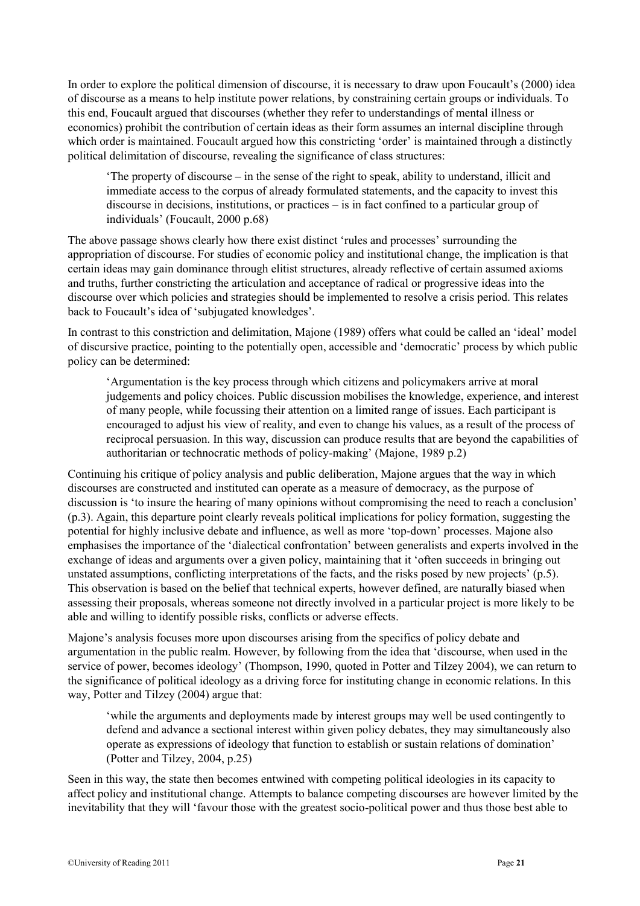In order to explore the political dimension of discourse, it is necessary to draw upon Foucault's (2000) idea of discourse as a means to help institute power relations, by constraining certain groups or individuals. To this end, Foucault argued that discourses (whether they refer to understandings of mental illness or economics) prohibit the contribution of certain ideas as their form assumes an internal discipline through which order is maintained. Foucault argued how this constricting 'order' is maintained through a distinctly political delimitation of discourse, revealing the significance of class structures:

> 'The property of discourse – in the sense of the right to speak, ability to understand, illicit and immediate access to the corpus of already formulated statements, and the capacity to invest this discourse in decisions, institutions, or practices – is in fact confined to a particular group of individuals' (Foucault, 2000 p.68)

The above passage shows clearly how there exist distinct 'rules and processes' surrounding the appropriation of discourse. For studies of economic policy and institutional change, the implication is that certain ideas may gain dominance through elitist structures, already reflective of certain assumed axioms and truths, further constricting the articulation and acceptance of radical or progressive ideas into the discourse over which policies and strategies should be implemented to resolve a crisis period. This relates back to Foucault's idea of 'subjugated knowledges'.

In contrast to this constriction and delimitation, Majone (1989) offers what could be called an 'ideal' model of discursive practice, pointing to the potentially open, accessible and 'democratic' process by which public policy can be determined:

> 'Argumentation is the key process through which citizens and policymakers arrive at moral judgements and policy choices. Public discussion mobilises the knowledge, experience, and interest of many people, while focussing their attention on a limited range of issues. Each participant is encouraged to adjust his view of reality, and even to change his values, as a result of the process of reciprocal persuasion. In this way, discussion can produce results that are beyond the capabilities of authoritarian or technocratic methods of policy-making' (Majone, 1989 p.2)

Continuing his critique of policy analysis and public deliberation, Majone argues that the way in which discourses are constructed and instituted can operate as a measure of democracy, as the purpose of discussion is 'to insure the hearing of many opinions without compromising the need to reach a conclusion' (p.3). Again, this departure point clearly reveals political implications for policy formation, suggesting the potential for highly inclusive debate and influence, as well as more 'top-down' processes. Majone also emphasises the importance of the 'dialectical confrontation' between generalists and experts involved in the exchange of ideas and arguments over a given policy, maintaining that it 'often succeeds in bringing out unstated assumptions, conflicting interpretations of the facts, and the risks posed by new projects' (p.5). This observation is based on the belief that technical experts, however defined, are naturally biased when assessing their proposals, whereas someone not directly involved in a particular project is more likely to be able and willing to identify possible risks, conflicts or adverse effects.

Majone's analysis focuses more upon discourses arising from the specifics of policy debate and argumentation in the public realm. However, by following from the idea that 'discourse, when used in the service of power, becomes ideology' (Thompson, 1990, quoted in Potter and Tilzey 2004), we can return to the significance of political ideology as a driving force for instituting change in economic relations. In this way, Potter and Tilzey (2004) argue that:

> 'while the arguments and deployments made by interest groups may well be used contingently to defend and advance a sectional interest within given policy debates, they may simultaneously also operate as expressions of ideology that function to establish or sustain relations of domination' (Potter and Tilzey, 2004, p.25)

Seen in this way, the state then becomes entwined with competing political ideologies in its capacity to affect policy and institutional change. Attempts to balance competing discourses are however limited by the inevitability that they will 'favour those with the greatest socio-political power and thus those best able to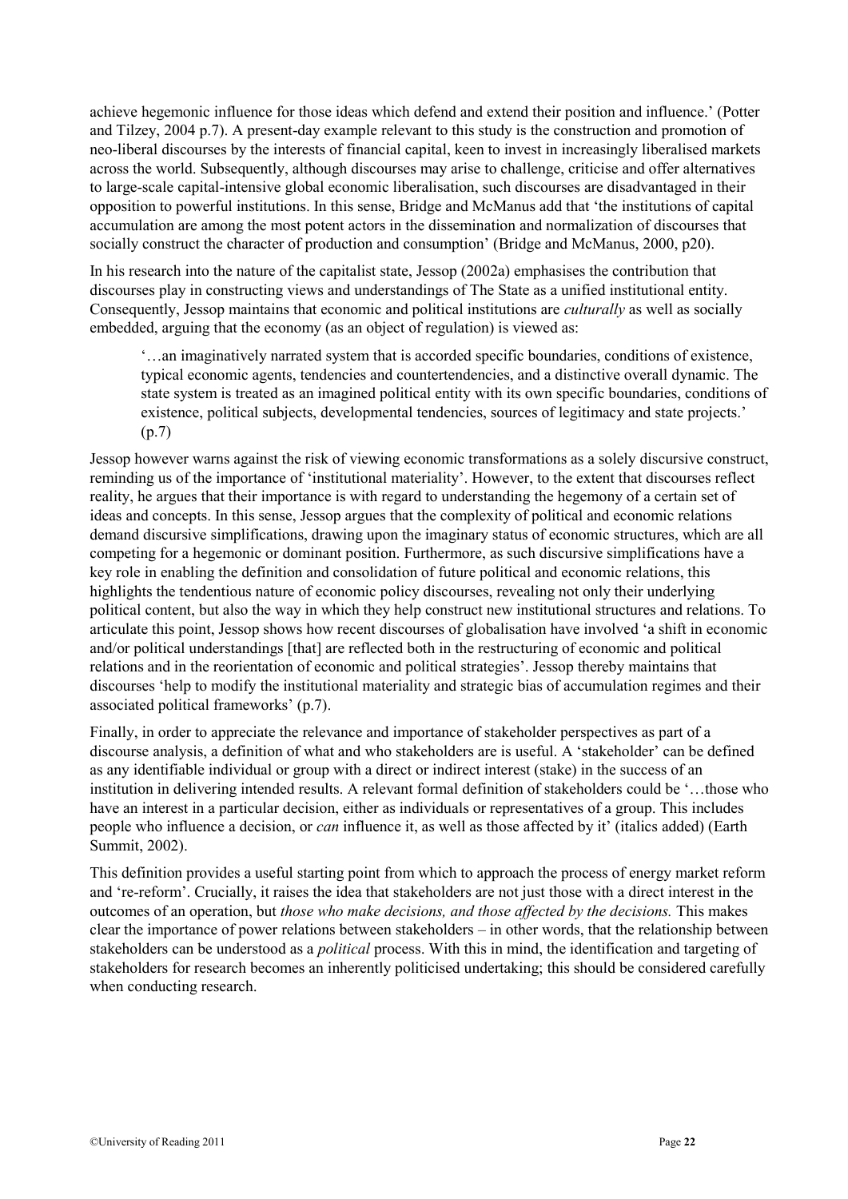achieve hegemonic influence for those ideas which defend and extend their position and influence.' (Potter and Tilzey, 2004 p.7). A present-day example relevant to this study is the construction and promotion of neo-liberal discourses by the interests of financial capital, keen to invest in increasingly liberalised markets across the world. Subsequently, although discourses may arise to challenge, criticise and offer alternatives to large-scale capital-intensive global economic liberalisation, such discourses are disadvantaged in their opposition to powerful institutions. In this sense, Bridge and McManus add that 'the institutions of capital accumulation are among the most potent actors in the dissemination and normalization of discourses that socially construct the character of production and consumption' (Bridge and McManus, 2000, p20).

In his research into the nature of the capitalist state, Jessop (2002a) emphasises the contribution that discourses play in constructing views and understandings of The State as a unified institutional entity. Consequently, Jessop maintains that economic and political institutions are *culturally* as well as socially embedded, arguing that the economy (as an object of regulation) is viewed as:

> '…an imaginatively narrated system that is accorded specific boundaries, conditions of existence, typical economic agents, tendencies and countertendencies, and a distinctive overall dynamic. The state system is treated as an imagined political entity with its own specific boundaries, conditions of existence, political subjects, developmental tendencies, sources of legitimacy and state projects.' (p.7)

Jessop however warns against the risk of viewing economic transformations as a solely discursive construct, reminding us of the importance of 'institutional materiality'. However, to the extent that discourses reflect reality, he argues that their importance is with regard to understanding the hegemony of a certain set of ideas and concepts. In this sense, Jessop argues that the complexity of political and economic relations demand discursive simplifications, drawing upon the imaginary status of economic structures, which are all competing for a hegemonic or dominant position. Furthermore, as such discursive simplifications have a key role in enabling the definition and consolidation of future political and economic relations, this highlights the tendentious nature of economic policy discourses, revealing not only their underlying political content, but also the way in which they help construct new institutional structures and relations. To articulate this point, Jessop shows how recent discourses of globalisation have involved 'a shift in economic and/or political understandings [that] are reflected both in the restructuring of economic and political relations and in the reorientation of economic and political strategies'. Jessop thereby maintains that discourses 'help to modify the institutional materiality and strategic bias of accumulation regimes and their associated political frameworks' (p.7).

Finally, in order to appreciate the relevance and importance of stakeholder perspectives as part of a discourse analysis, a definition of what and who stakeholders are is useful. A 'stakeholder' can be defined as any identifiable individual or group with a direct or indirect interest (stake) in the success of an institution in delivering intended results. A relevant formal definition of stakeholders could be '…those who have an interest in a particular decision, either as individuals or representatives of a group. This includes people who influence a decision, or *can* influence it, as well as those affected by it' (italics added) (Earth Summit, 2002).

This definition provides a useful starting point from which to approach the process of energy market reform and 're-reform'. Crucially, it raises the idea that stakeholders are not just those with a direct interest in the outcomes of an operation, but *those who make decisions, and those affected by the decisions.* This makes clear the importance of power relations between stakeholders – in other words, that the relationship between stakeholders can be understood as a *political* process. With this in mind, the identification and targeting of stakeholders for research becomes an inherently politicised undertaking; this should be considered carefully when conducting research.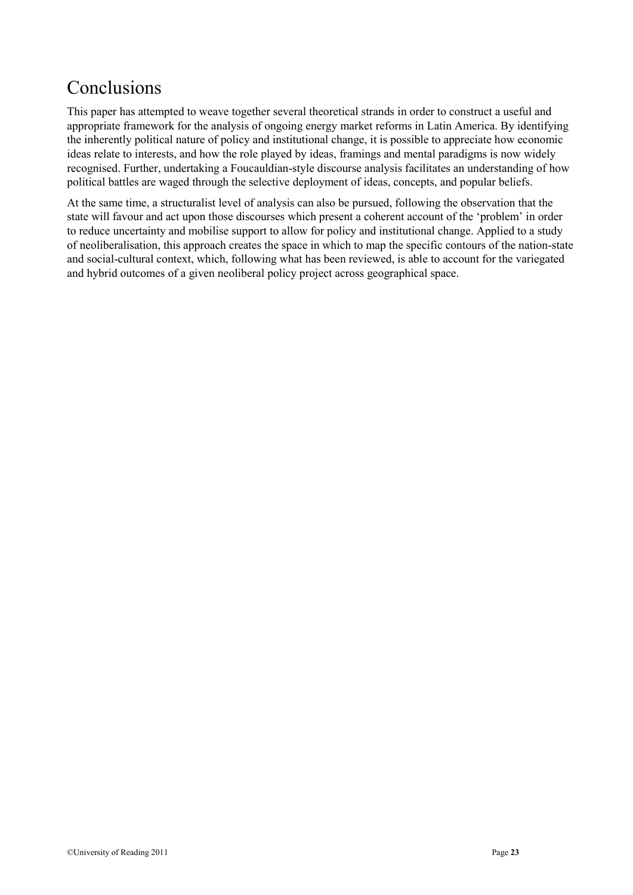# Conclusions

This paper has attempted to weave together several theoretical strands in order to construct a useful and appropriate framework for the analysis of ongoing energy market reforms in Latin America. By identifying the inherently political nature of policy and institutional change, it is possible to appreciate how economic ideas relate to interests, and how the role played by ideas, framings and mental paradigms is now widely recognised. Further, undertaking a Foucauldian-style discourse analysis facilitates an understanding of how political battles are waged through the selective deployment of ideas, concepts, and popular beliefs.

At the same time, a structuralist level of analysis can also be pursued, following the observation that the state will favour and act upon those discourses which present a coherent account of the 'problem' in order to reduce uncertainty and mobilise support to allow for policy and institutional change. Applied to a study of neoliberalisation, this approach creates the space in which to map the specific contours of the nation-state and social-cultural context, which, following what has been reviewed, is able to account for the variegated and hybrid outcomes of a given neoliberal policy project across geographical space.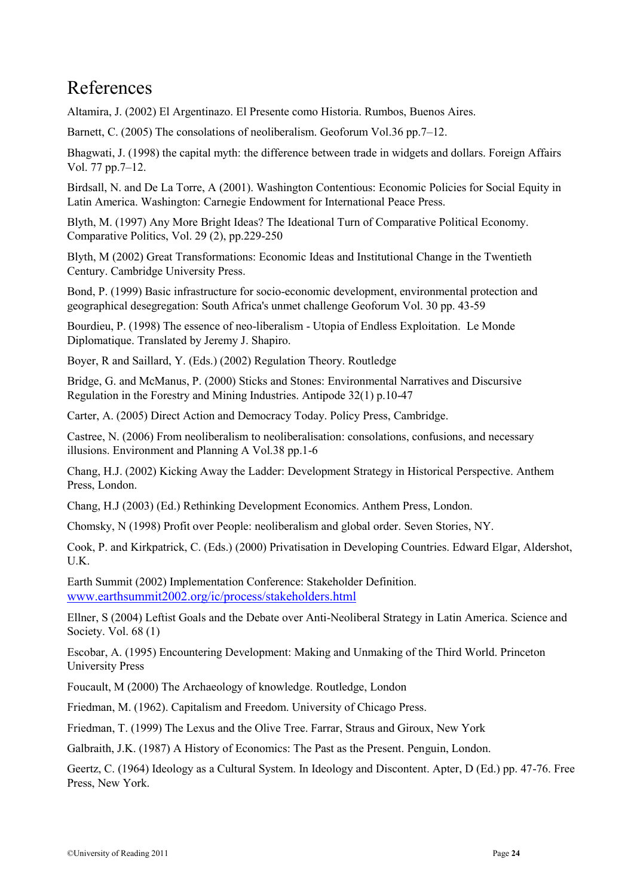# References

Altamira, J. (2002) El Argentinazo. El Presente como Historia. Rumbos, Buenos Aires.

Barnett, C. (2005) The consolations of neoliberalism. Geoforum Vol.36 pp.7–12.

Bhagwati, J. (1998) the capital myth: the difference between trade in widgets and dollars. Foreign Affairs Vol. 77 pp.7–12.

Birdsall, N. and De La Torre, A (2001). Washington Contentious: Economic Policies for Social Equity in Latin America. Washington: Carnegie Endowment for International Peace Press.

Blyth, M. (1997) Any More Bright Ideas? The Ideational Turn of Comparative Political Economy. Comparative Politics, Vol. 29 (2), pp.229-250

Blyth, M (2002) Great Transformations: Economic Ideas and Institutional Change in the Twentieth Century. Cambridge University Press.

Bond, P. (1999) Basic infrastructure for socio-economic development, environmental protection and geographical desegregation: South Africa's unmet challenge Geoforum Vol. 30 pp. 43-59

Bourdieu, P. (1998) The essence of neo-liberalism - Utopia of Endless Exploitation. Le Monde Diplomatique. Translated by Jeremy J. Shapiro.

Boyer, R and Saillard, Y. (Eds.) (2002) Regulation Theory. Routledge

Bridge, G. and McManus, P. (2000) Sticks and Stones: Environmental Narratives and Discursive Regulation in the Forestry and Mining Industries. Antipode 32(1) p.10-47

Carter, A. (2005) Direct Action and Democracy Today. Policy Press, Cambridge.

Castree, N. (2006) From neoliberalism to neoliberalisation: consolations, confusions, and necessary illusions. Environment and Planning A Vol.38 pp.1-6

Chang, H.J. (2002) Kicking Away the Ladder: Development Strategy in Historical Perspective. Anthem Press, London.

Chang, H.J (2003) (Ed.) Rethinking Development Economics. Anthem Press, London.

Chomsky, N (1998) Profit over People: neoliberalism and global order. Seven Stories, NY.

Cook, P. and Kirkpatrick, C. (Eds.) (2000) Privatisation in Developing Countries. Edward Elgar, Aldershot, U.K.

Earth Summit (2002) Implementation Conference: Stakeholder Definition. www.earthsummit2002.org/ic/process/stakeholders.html

Ellner, S (2004) Leftist Goals and the Debate over Anti-Neoliberal Strategy in Latin America. Science and Society. Vol. 68 (1)

Escobar, A. (1995) Encountering Development: Making and Unmaking of the Third World. Princeton University Press

Foucault, M (2000) The Archaeology of knowledge. Routledge, London

Friedman, M. (1962). Capitalism and Freedom. University of Chicago Press.

Friedman, T. (1999) The Lexus and the Olive Tree. Farrar, Straus and Giroux, New York

Galbraith, J.K. (1987) A History of Economics: The Past as the Present. Penguin, London.

Geertz, C. (1964) Ideology as a Cultural System. In Ideology and Discontent. Apter, D (Ed.) pp. 47-76. Free Press, New York.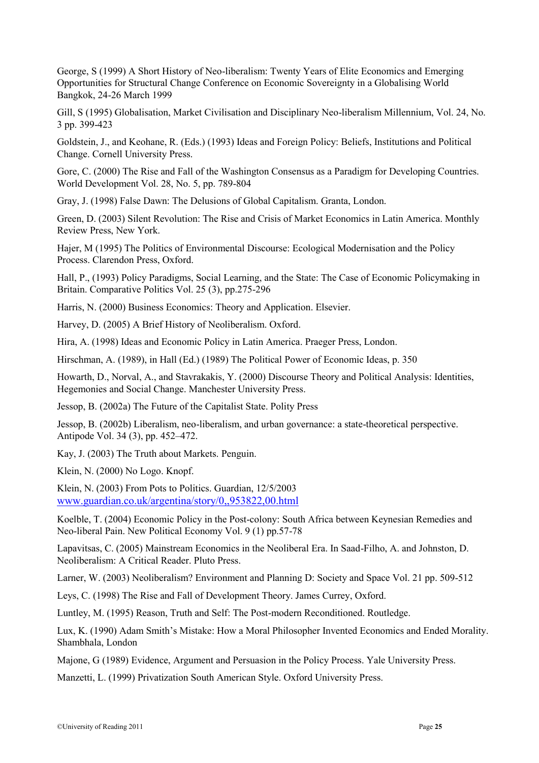George, S (1999) A Short History of Neo-liberalism: Twenty Years of Elite Economics and Emerging Opportunities for Structural Change Conference on Economic Sovereignty in a Globalising World Bangkok, 24-26 March 1999

Gill, S (1995) Globalisation, Market Civilisation and Disciplinary Neo-liberalism Millennium, Vol. 24, No. 3 pp. 399-423

Goldstein, J., and Keohane, R. (Eds.) (1993) Ideas and Foreign Policy: Beliefs, Institutions and Political Change. Cornell University Press.

Gore, C. (2000) The Rise and Fall of the Washington Consensus as a Paradigm for Developing Countries. World Development Vol. 28, No. 5, pp. 789-804

Gray, J. (1998) False Dawn: The Delusions of Global Capitalism. Granta, London.

Green, D. (2003) Silent Revolution: The Rise and Crisis of Market Economics in Latin America. Monthly Review Press, New York.

Hajer, M (1995) The Politics of Environmental Discourse: Ecological Modernisation and the Policy Process. Clarendon Press, Oxford.

Hall, P., (1993) Policy Paradigms, Social Learning, and the State: The Case of Economic Policymaking in Britain. Comparative Politics Vol. 25 (3), pp.275-296

Harris, N. (2000) Business Economics: Theory and Application. Elsevier.

Harvey, D. (2005) A Brief History of Neoliberalism. Oxford.

Hira, A. (1998) Ideas and Economic Policy in Latin America. Praeger Press, London.

Hirschman, A. (1989), in Hall (Ed.) (1989) The Political Power of Economic Ideas, p. 350

Howarth, D., Norval, A., and Stavrakakis, Y. (2000) Discourse Theory and Political Analysis: Identities, Hegemonies and Social Change. Manchester University Press.

Jessop, B. (2002a) The Future of the Capitalist State. Polity Press

Jessop, B. (2002b) Liberalism, neo-liberalism, and urban governance: a state-theoretical perspective. Antipode Vol. 34 (3), pp. 452–472.

Kay, J. (2003) The Truth about Markets. Penguin.

Klein, N. (2000) No Logo. Knopf.

Klein, N. (2003) From Pots to Politics. Guardian, 12/5/2003 www.guardian.co.uk/argentina/story/0,,953822,00.html

Koelble, T. (2004) Economic Policy in the Post-colony: South Africa between Keynesian Remedies and Neo-liberal Pain. New Political Economy Vol. 9 (1) pp.57-78

Lapavitsas, C. (2005) Mainstream Economics in the Neoliberal Era. In Saad-Filho, A. and Johnston, D. Neoliberalism: A Critical Reader. Pluto Press.

Larner, W. (2003) Neoliberalism? Environment and Planning D: Society and Space Vol. 21 pp. 509-512

Leys, C. (1998) The Rise and Fall of Development Theory. James Currey, Oxford.

Luntley, M. (1995) Reason, Truth and Self: The Post-modern Reconditioned. Routledge.

Lux, K. (1990) Adam Smith's Mistake: How a Moral Philosopher Invented Economics and Ended Morality. Shambhala, London

Majone, G (1989) Evidence, Argument and Persuasion in the Policy Process. Yale University Press.

Manzetti, L. (1999) Privatization South American Style. Oxford University Press.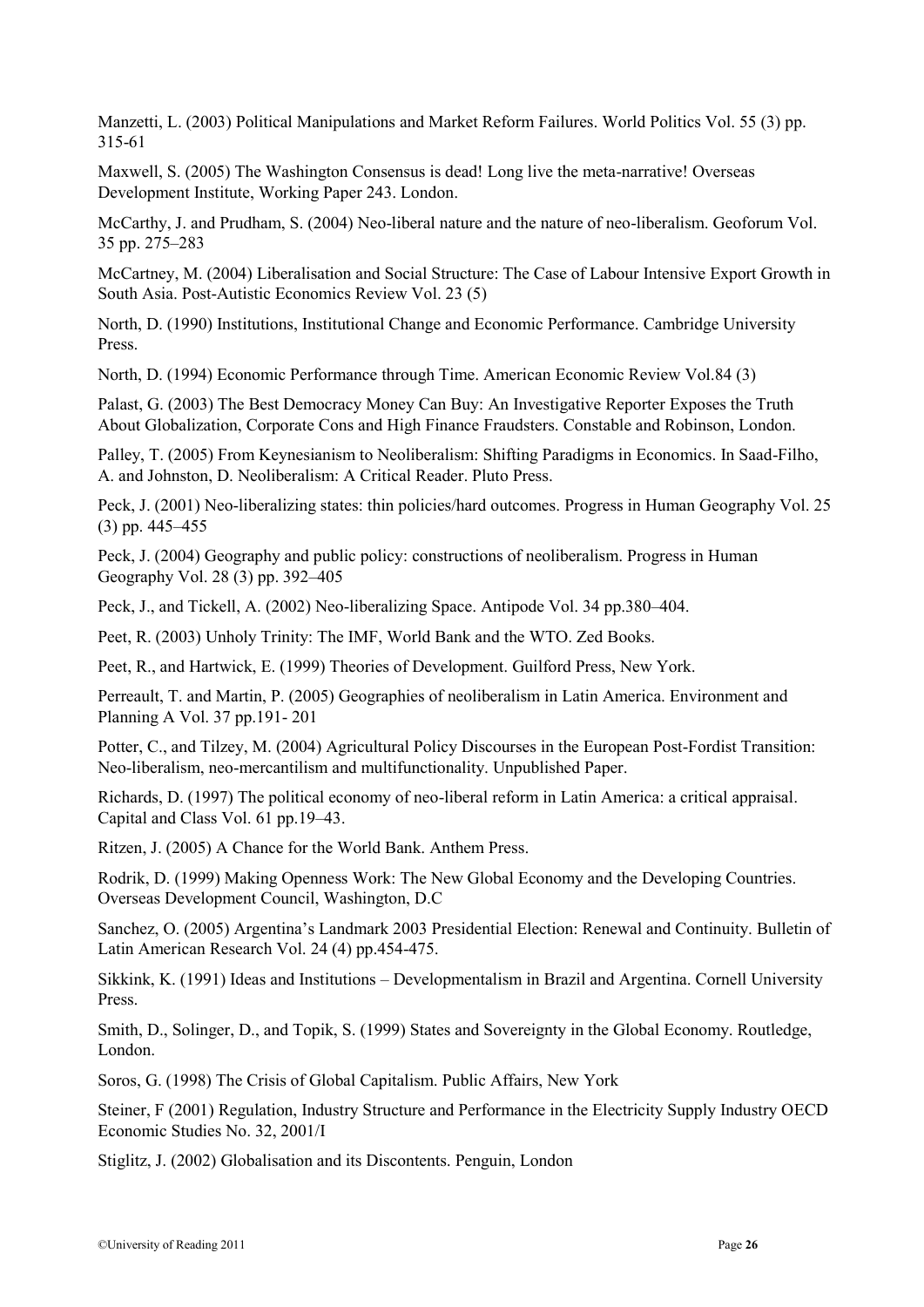Manzetti, L. (2003) Political Manipulations and Market Reform Failures. World Politics Vol. 55 (3) pp. 315-61

Maxwell, S. (2005) The Washington Consensus is dead! Long live the meta-narrative! Overseas Development Institute, Working Paper 243. London.

McCarthy, J. and Prudham, S. (2004) Neo-liberal nature and the nature of neo-liberalism. Geoforum Vol. 35 pp. 275–283

McCartney, M. (2004) Liberalisation and Social Structure: The Case of Labour Intensive Export Growth in South Asia. Post-Autistic Economics Review Vol. 23 (5)

North, D. (1990) Institutions, Institutional Change and Economic Performance. Cambridge University Press.

North, D. (1994) Economic Performance through Time. American Economic Review Vol.84 (3)

Palast, G. (2003) The Best Democracy Money Can Buy: An Investigative Reporter Exposes the Truth About Globalization, Corporate Cons and High Finance Fraudsters. Constable and Robinson, London.

Palley, T. (2005) From Keynesianism to Neoliberalism: Shifting Paradigms in Economics. In Saad-Filho, A. and Johnston, D. Neoliberalism: A Critical Reader. Pluto Press.

Peck, J. (2001) Neo-liberalizing states: thin policies/hard outcomes. Progress in Human Geography Vol. 25 (3) pp. 445–455

Peck, J. (2004) Geography and public policy: constructions of neoliberalism. Progress in Human Geography Vol. 28 (3) pp. 392–405

Peck, J., and Tickell, A. (2002) Neo-liberalizing Space. Antipode Vol. 34 pp.380–404.

Peet, R. (2003) Unholy Trinity: The IMF, World Bank and the WTO. Zed Books.

Peet, R., and Hartwick, E. (1999) Theories of Development. Guilford Press, New York.

Perreault, T. and Martin, P. (2005) Geographies of neoliberalism in Latin America. Environment and Planning A Vol. 37 pp.191- 201

Potter, C., and Tilzey, M. (2004) Agricultural Policy Discourses in the European Post-Fordist Transition: Neo-liberalism, neo-mercantilism and multifunctionality. Unpublished Paper.

Richards, D. (1997) The political economy of neo-liberal reform in Latin America: a critical appraisal. Capital and Class Vol. 61 pp.19–43.

Ritzen, J. (2005) A Chance for the World Bank. Anthem Press.

Rodrik, D. (1999) Making Openness Work: The New Global Economy and the Developing Countries. Overseas Development Council, Washington, D.C

Sanchez, O. (2005) Argentina's Landmark 2003 Presidential Election: Renewal and Continuity. Bulletin of Latin American Research Vol. 24 (4) pp.454-475.

Sikkink, K. (1991) Ideas and Institutions – Developmentalism in Brazil and Argentina. Cornell University Press.

Smith, D., Solinger, D., and Topik, S. (1999) States and Sovereignty in the Global Economy. Routledge, London.

Soros, G. (1998) The Crisis of Global Capitalism. Public Affairs, New York

Steiner, F (2001) Regulation, Industry Structure and Performance in the Electricity Supply Industry OECD Economic Studies No. 32, 2001/I

Stiglitz, J. (2002) Globalisation and its Discontents. Penguin, London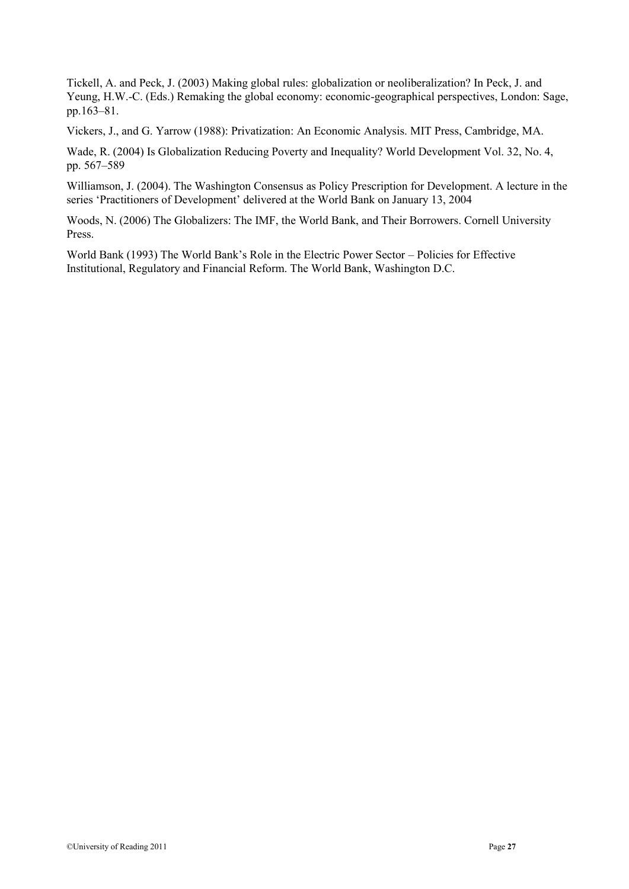Tickell, A. and Peck, J. (2003) Making global rules: globalization or neoliberalization? In Peck, J. and Yeung, H.W.-C. (Eds.) Remaking the global economy: economic-geographical perspectives, London: Sage, pp.163–81.

Vickers, J., and G. Yarrow (1988): Privatization: An Economic Analysis. MIT Press, Cambridge, MA.

Wade, R. (2004) Is Globalization Reducing Poverty and Inequality? World Development Vol. 32, No. 4, pp. 567–589

Williamson, J. (2004). The Washington Consensus as Policy Prescription for Development. A lecture in the series 'Practitioners of Development' delivered at the World Bank on January 13, 2004

Woods, N. (2006) The Globalizers: The IMF, the World Bank, and Their Borrowers. Cornell University Press.

World Bank (1993) The World Bank's Role in the Electric Power Sector – Policies for Effective Institutional, Regulatory and Financial Reform. The World Bank, Washington D.C.